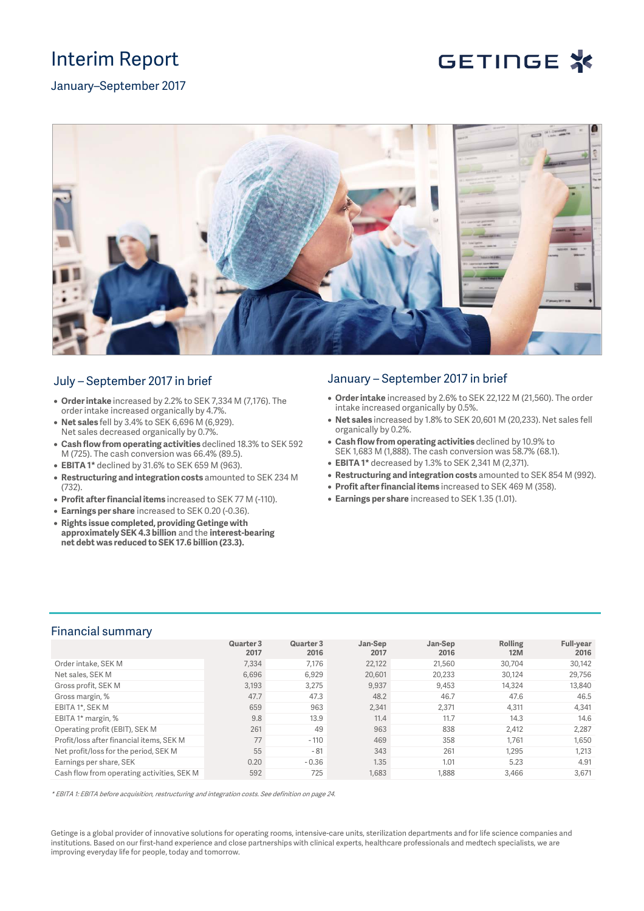# Interim Report

## January–September 2017

## July – September 2017 in brief

- **Order intake** increased by 2.2% to SEK 7,334 M (7,176). The order intake increased organically by 4.7%.
- **Net sales** fell by 3.4% to SEK 6,696 M (6,929). Net sales decreased organically by 0.7%.
- **Cash flow from operating activities** declined 18.3% to SEK 592 M (725). The cash conversion was 66.4% (89.5).
- **EBITA 1*** declined by 31.6% to SEK 659 M (963).
- **Restructuring and integration costs** amounted to SEK 234 M (732).
- **Profit after financial items** increased to SEK 77 M (-110).
- **Earnings per share** increased to SEK 0.20 (-0.36).
- **Rights issue completed, providing Getinge with approximately SEK 4.3 billion** and the **interest-bearing net debt was reduced to SEK 17.6 billion (23.3).**

## January – September 2017 in brief

- **Order intake** increased by 2.6% to SEK 22,122 M (21,560). The order intake increased organically by 0.5%.
- **Net sales** increased by 1.8% to SEK 20,601 M (20,233). Net sales fell organically by 0.2%.
- **Cash flow from operating activities** declined by 10.9% to SEK 1,683 M (1,888). The cash conversion was 58.7% (68.1).
- **EBITA 1*** decreased by 1.3% to SEK 2,341 M (2,371).
- **Restructuring and integration costs** amounted to SEK 854 M (992).
- **Profit after financial items** increased to SEK 469 M (358).
- **Earnings per share** increased to SEK 1.35 (1.01).

## Financial summary

| | Quarter 3 2017 | Quarter 3 2016 | Jan-Sep 2017 | Jan-Sep 2016 | Rolling 12M | Full-year 2016 |
|---|---|---|---|---|---|---|
| Order intake, SEK M | 7,334 | 7,176 | 22,122 | 21,560 | 30,704 | 30,142 |
| Net sales, SEK M | 6,696 | 6,929 | 20,601 | 20,233 | 30,124 | 29,756 |
| Gross profit, SEK M | 3,193 | 3,275 | 9,937 | 9,453 | 14,324 | 13,840 |
| Gross margin, % | 47.7 | 47.3 | 48.2 | 46.7 | 47.6 | 46.5 |
| EBITA 1*, SEK M | 659 | 963 | 2,341 | 2,371 | 4,311 | 4,341 |
| EBITA 1* margin, % | 9.8 | 13.9 | 11.4 | 11.7 | 14.3 | 14.6 |
| Operating profit (EBIT), SEK M | 261 | 49 | 963 | 838 | 2,412 | 2,287 |
| Profit/loss after financial items, SEK M | 77 | -110 | 469 | 358 | 1,761 | 1,650 |
| Net profit/loss for the period, SEK M | 55 | -81 | 343 | 261 | 1,295 | 1,213 |
| Earnings per share, SEK | 0.20 | -0.36 | 1.35 | 1.01 | 5.23 | 4.91 |
| Cash flow from operating activities, SEK M | 592 | 725 | 1,683 | 1,888 | 3,466 | 3,671 |

*\* EBITA 1: EBITA before acquisition, restructuring and integration costs. See definition on page 24.*

Getinge is a global provider of innovative solutions for operating rooms, intensive-care units, sterilization departments and for life science companies and institutions. Based on our first-hand experience and close partnerships with clinical experts, healthcare professionals and medtech specialists, we are improving everyday life for people, today and tomorrow.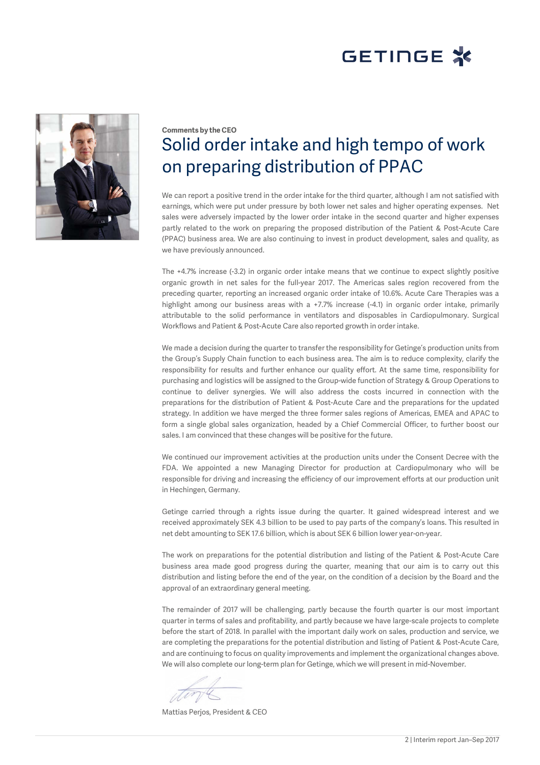**Comments by the CEO**

# Solid order intake and high tempo of work on preparing distribution of PPAC

We can report a positive trend in the order intake for the third quarter, although I am not satisfied with earnings, which were put under pressure by both lower net sales and higher operating expenses. Net sales were adversely impacted by the lower order intake in the second quarter and higher expenses partly related to the work on preparing the proposed distribution of the Patient & Post-Acute Care (PPAC) business area. We are also continuing to invest in product development, sales and quality, as we have previously announced.

The +4.7% increase (-3.2) in organic order intake means that we continue to expect slightly positive organic growth in net sales for the full-year 2017. The Americas sales region recovered from the preceding quarter, reporting an increased organic order intake of 10.6%. Acute Care Therapies was a highlight among our business areas with a +7.7% increase (-4.1) in organic order intake, primarily attributable to the solid performance in ventilators and disposables in Cardiopulmonary. Surgical Workflows and Patient & Post-Acute Care also reported growth in order intake.

We made a decision during the quarter to transfer the responsibility for Getinge's production units from the Group's Supply Chain function to each business area. The aim is to reduce complexity, clarify the responsibility for results and further enhance our quality effort. At the same time, responsibility for purchasing and logistics will be assigned to the Group-wide function of Strategy & Group Operations to continue to deliver synergies. We will also address the costs incurred in connection with the preparations for the distribution of Patient & Post-Acute Care and the preparations for the updated strategy. In addition we have merged the three former sales regions of Americas, EMEA and APAC to form a single global sales organization, headed by a Chief Commercial Officer, to further boost our sales. I am convinced that these changes will be positive for the future.

We continued our improvement activities at the production units under the Consent Decree with the FDA. We appointed a new Managing Director for production at Cardiopulmonary who will be responsible for driving and increasing the efficiency of our improvement efforts at our production unit in Hechingen, Germany.

Getinge carried through a rights issue during the quarter. It gained widespread interest and we received approximately SEK 4.3 billion to be used to pay parts of the company's loans. This resulted in net debt amounting to SEK 17.6 billion, which is about SEK 6 billion lower year-on-year.

The work on preparations for the potential distribution and listing of the Patient & Post-Acute Care business area made good progress during the quarter, meaning that our aim is to carry out this distribution and listing before the end of the year, on the condition of a decision by the Board and the approval of an extraordinary general meeting.

The remainder of 2017 will be challenging, partly because the fourth quarter is our most important quarter in terms of sales and profitability, and partly because we have large-scale projects to complete before the start of 2018. In parallel with the important daily work on sales, production and service, we are completing the preparations for the potential distribution and listing of Patient & Post-Acute Care, and are continuing to focus on quality improvements and implement the organizational changes above. We will also complete our long-term plan for Getinge, which we will present in mid-November.

Mattias Perjos, President & CEO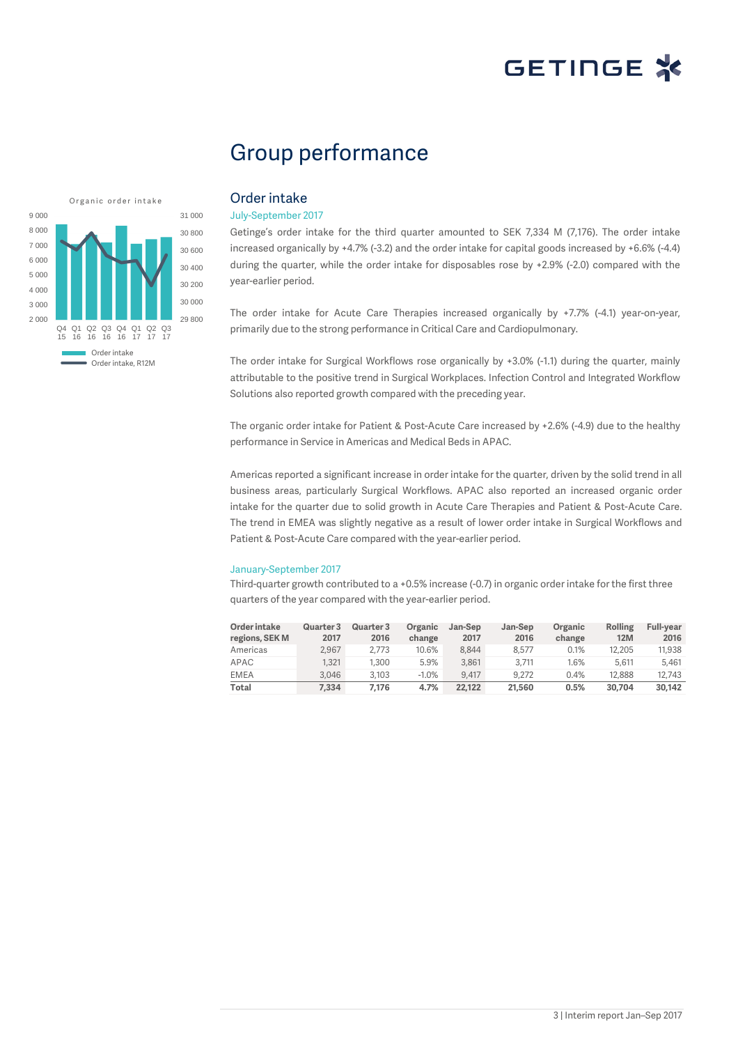# Group performance

## Order intake

### July-September 2017

Getinge's order intake for the third quarter amounted to SEK 7,334 M (7,176). The order intake increased organically by +4.7% (-3.2) and the order intake for capital goods increased by +6.6% (-4.4) during the quarter, while the order intake for disposables rose by +2.9% (-2.0) compared with the year-earlier period.

The order intake for Acute Care Therapies increased organically by +7.7% (-4.1) year-on-year, primarily due to the strong performance in Critical Care and Cardiopulmonary.

The order intake for Surgical Workflows rose organically by +3.0% (-1.1) during the quarter, mainly attributable to the positive trend in Surgical Workplaces. Infection Control and Integrated Workflow Solutions also reported growth compared with the preceding year.

The organic order intake for Patient & Post-Acute Care increased by +2.6% (-4.9) due to the healthy performance in Service in Americas and Medical Beds in APAC.

Americas reported a significant increase in order intake for the quarter, driven by the solid trend in all business areas, particularly Surgical Workflows. APAC also reported an increased organic order intake for the quarter due to solid growth in Acute Care Therapies and Patient & Post-Acute Care. The trend in EMEA was slightly negative as a result of lower order intake in Surgical Workflows and Patient & Post-Acute Care compared with the year-earlier period.

### January-September 2017

Third-quarter growth contributed to a +0.5% increase (-0.7) in organic order intake for the first three quarters of the year compared with the year-earlier period.

| Order intake regions, SEK M | Quarter 3 2017 | Quarter 3 2016 | Organic change | Jan-Sep 2017 | Jan-Sep 2016 | Organic change | Rolling 12M | Full-year 2016 |
|---|---|---|---|---|---|---|---|---|
| Americas | 2,967 | 2,773 | 10.6% | 8,844 | 8,577 | 0.1% | 12,205 | 11,938 |
| APAC | 1,321 | 1,300 | 5.9% | 3,861 | 3,711 | 1.6% | 5,611 | 5,461 |
| EMEA | 3,046 | 3,103 | -1.0% | 9,417 | 9,272 | 0.4% | 12,888 | 12,743 |
| **Total** | **7,334** | **7,176** | **4.7%** | **22,122** | **21,560** | **0.5%** | **30,704** | **30,142** |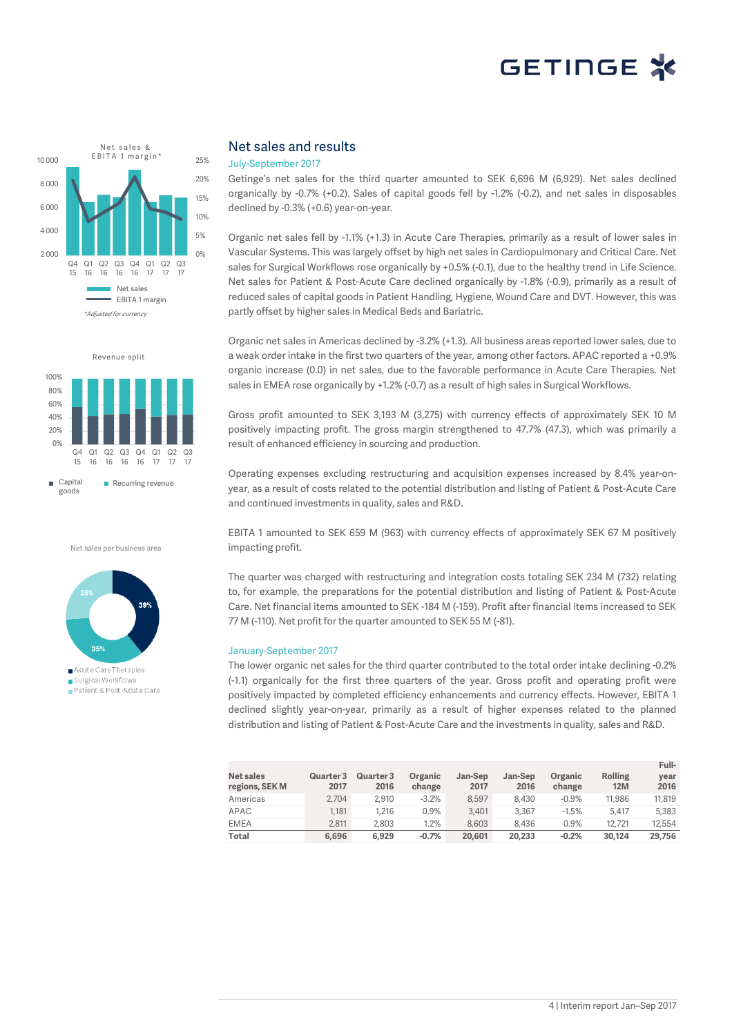## Net sales and results

### July-September 2017

Getinge's net sales for the third quarter amounted to SEK 6,696 M (6,929). Net sales declined organically by -0.7% (+0.2). Sales of capital goods fell by -1.2% (-0.2), and net sales in disposables declined by -0.3% (+0.6) year-on-year.

Organic net sales fell by -1.1% (+1.3) in Acute Care Therapies, primarily as a result of lower sales in Vascular Systems. This was largely offset by high net sales in Cardiopulmonary and Critical Care. Net sales for Surgical Workflows rose organically by +0.5% (-0.1), due to the healthy trend in Life Science. Net sales for Patient & Post-Acute Care declined organically by -1.8% (-0.9), primarily as a result of reduced sales of capital goods in Patient Handling, Hygiene, Wound Care and DVT. However, this was partly offset by higher sales in Medical Beds and Bariatric.

Organic net sales in Americas declined by -3.2% (+1.3). All business areas reported lower sales, due to a weak order intake in the first two quarters of the year, among other factors. APAC reported a +0.9% organic increase (0.0) in net sales, due to the favorable performance in Acute Care Therapies. Net sales in EMEA rose organically by +1.2% (-0.7) as a result of high sales in Surgical Workflows.

Gross profit amounted to SEK 3,193 M (3,275) with currency effects of approximately SEK 10 M positively impacting profit. The gross margin strengthened to 47.7% (47.3), which was primarily a result of enhanced efficiency in sourcing and production.

Operating expenses excluding restructuring and acquisition expenses increased by 8.4% year-on-year, as a result of costs related to the potential distribution and listing of Patient & Post-Acute Care and continued investments in quality, sales and R&D.

EBITA 1 amounted to SEK 659 M (963) with currency effects of approximately SEK 67 M positively impacting profit.

The quarter was charged with restructuring and integration costs totaling SEK 234 M (732) relating to, for example, the preparations for the potential distribution and listing of Patient & Post-Acute Care. Net financial items amounted to SEK -184 M (-159). Profit after financial items increased to SEK 77 M (-110). Net profit for the quarter amounted to SEK 55 M (-81).

### January-September 2017

The lower organic net sales for the third quarter contributed to the total order intake declining -0.2% (-1.1) organically for the first three quarters of the year. Gross profit and operating profit were positively impacted by completed efficiency enhancements and currency effects. However, EBITA 1 declined slightly year-on-year, primarily as a result of higher expenses related to the planned distribution and listing of Patient & Post-Acute Care and the investments in quality, sales and R&D.

| Net sales regions, SEK M | Quarter 3 2017 | Quarter 3 2016 | Organic change | Jan-Sep 2017 | Jan-Sep 2016 | Organic change | Rolling 12M | Full-year 2016 |
|---|---|---|---|---|---|---|---|---|
| Americas | 2,704 | 2,910 | -3.2% | 8,597 | 8,430 | -0.9% | 11,986 | 11,819 |
| APAC | 1,181 | 1,216 | 0.9% | 3,401 | 3,367 | -1.5% | 5,417 | 5,383 |
| EMEA | 2,811 | 2,803 | 1.2% | 8,603 | 8,436 | 0.9% | 12,721 | 12,554 |
| **Total** | **6,696** | **6,929** | **-0.7%** | **20,601** | **20,233** | **-0.2%** | **30,124** | **29,756** |

Net sales & EBITA 1 margin*

*Adjusted for currency

Revenue split

Net sales per business area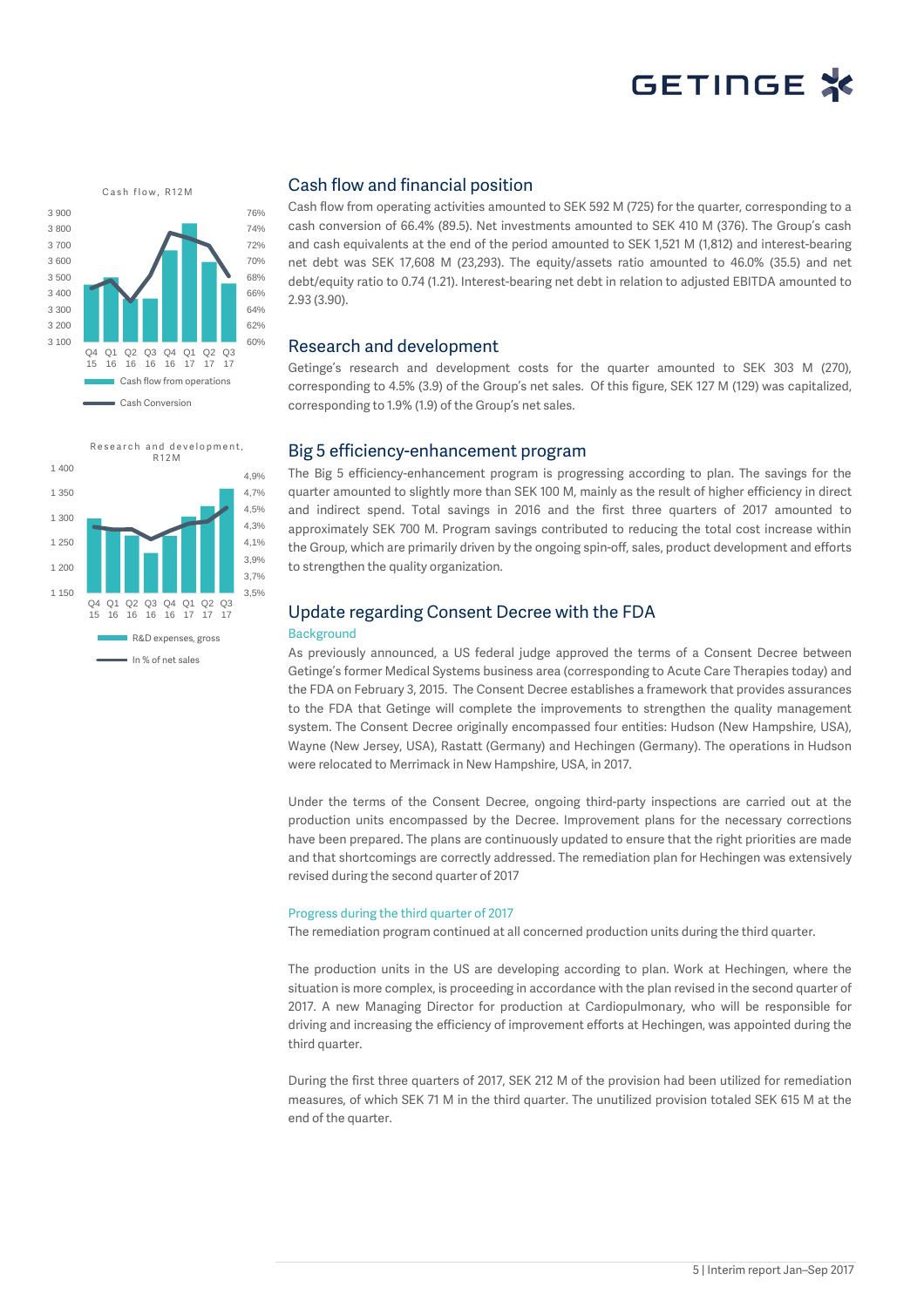## Cash flow and financial position

Cash flow from operating activities amounted to SEK 592 M (725) for the quarter, corresponding to a cash conversion of 66.4% (89.5). Net investments amounted to SEK 410 M (376). The Group's cash and cash equivalents at the end of the period amounted to SEK 1,521 M (1,812) and interest-bearing net debt was SEK 17,608 M (23,293). The equity/assets ratio amounted to 46.0% (35.5) and net debt/equity ratio to 0.74 (1.21). Interest-bearing net debt in relation to adjusted EBITDA amounted to 2.93 (3.90).

## Research and development

Getinge's research and development costs for the quarter amounted to SEK 303 M (270), corresponding to 4.5% (3.9) of the Group's net sales. Of this figure, SEK 127 M (129) was capitalized, corresponding to 1.9% (1.9) of the Group's net sales.

## Big 5 efficiency-enhancement program

The Big 5 efficiency-enhancement program is progressing according to plan. The savings for the quarter amounted to slightly more than SEK 100 M, mainly as the result of higher efficiency in direct and indirect spend. Total savings in 2016 and the first three quarters of 2017 amounted to approximately SEK 700 M. Program savings contributed to reducing the total cost increase within the Group, which are primarily driven by the ongoing spin-off, sales, product development and efforts to strengthen the quality organization.

## Update regarding Consent Decree with the FDA

### Background

As previously announced, a US federal judge approved the terms of a Consent Decree between Getinge's former Medical Systems business area (corresponding to Acute Care Therapies today) and the FDA on February 3, 2015. The Consent Decree establishes a framework that provides assurances to the FDA that Getinge will complete the improvements to strengthen the quality management system. The Consent Decree originally encompassed four entities: Hudson (New Hampshire, USA), Wayne (New Jersey, USA), Rastatt (Germany) and Hechingen (Germany). The operations in Hudson were relocated to Merrimack in New Hampshire, USA, in 2017.

Under the terms of the Consent Decree, ongoing third-party inspections are carried out at the production units encompassed by the Decree. Improvement plans for the necessary corrections have been prepared. The plans are continuously updated to ensure that the right priorities are made and that shortcomings are correctly addressed. The remediation plan for Hechingen was extensively revised during the second quarter of 2017

### Progress during the third quarter of 2017

The remediation program continued at all concerned production units during the third quarter.

The production units in the US are developing according to plan. Work at Hechingen, where the situation is more complex, is proceeding in accordance with the plan revised in the second quarter of 2017. A new Managing Director for production at Cardiopulmonary, who will be responsible for driving and increasing the efficiency of improvement efforts at Hechingen, was appointed during the third quarter.

During the first three quarters of 2017, SEK 212 M of the provision had been utilized for remediation measures, of which SEK 71 M in the third quarter. The unutilized provision totaled SEK 615 M at the end of the quarter.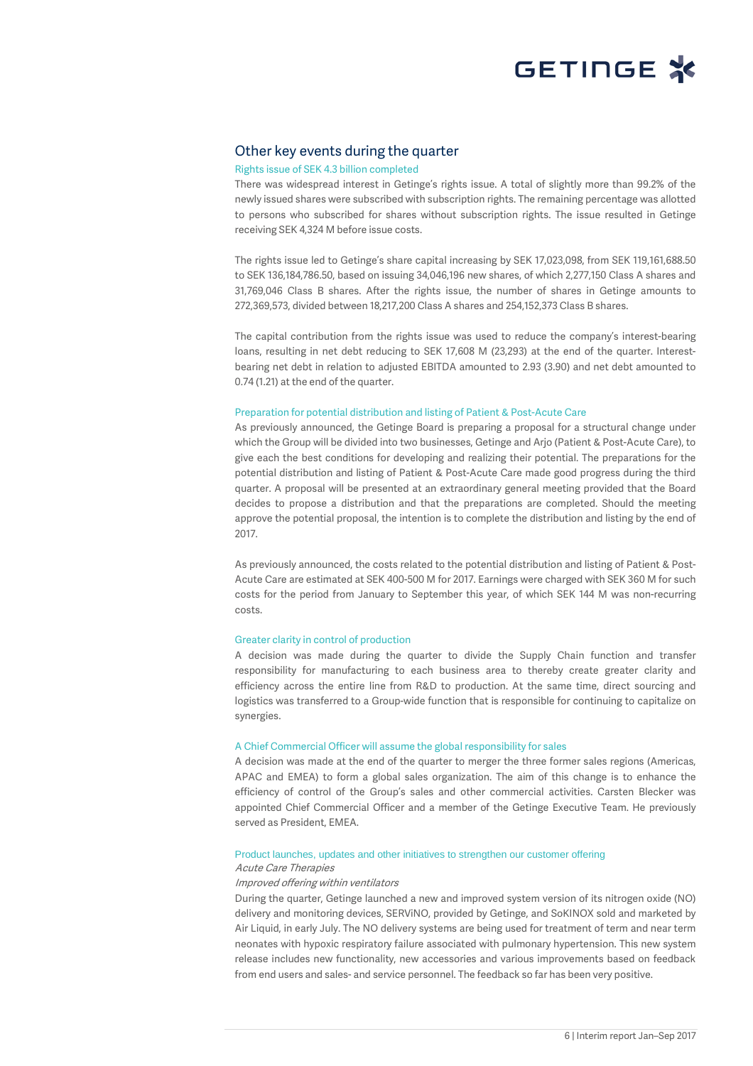## Other key events during the quarter

### Rights issue of SEK 4.3 billion completed

There was widespread interest in Getinge's rights issue. A total of slightly more than 99.2% of the newly issued shares were subscribed with subscription rights. The remaining percentage was allotted to persons who subscribed for shares without subscription rights. The issue resulted in Getinge receiving SEK 4,324 M before issue costs.

The rights issue led to Getinge's share capital increasing by SEK 17,023,098, from SEK 119,161,688.50 to SEK 136,184,786.50, based on issuing 34,046,196 new shares, of which 2,277,150 Class A shares and 31,769,046 Class B shares. After the rights issue, the number of shares in Getinge amounts to 272,369,573, divided between 18,217,200 Class A shares and 254,152,373 Class B shares.

The capital contribution from the rights issue was used to reduce the company's interest-bearing loans, resulting in net debt reducing to SEK 17,608 M (23,293) at the end of the quarter. Interest-bearing net debt in relation to adjusted EBITDA amounted to 2.93 (3.90) and net debt amounted to 0.74 (1.21) at the end of the quarter.

### Preparation for potential distribution and listing of Patient & Post-Acute Care

As previously announced, the Getinge Board is preparing a proposal for a structural change under which the Group will be divided into two businesses, Getinge and Arjo (Patient & Post-Acute Care), to give each the best conditions for developing and realizing their potential. The preparations for the potential distribution and listing of Patient & Post-Acute Care made good progress during the third quarter. A proposal will be presented at an extraordinary general meeting provided that the Board decides to propose a distribution and that the preparations are completed. Should the meeting approve the potential proposal, the intention is to complete the distribution and listing by the end of 2017.

As previously announced, the costs related to the potential distribution and listing of Patient & Post-Acute Care are estimated at SEK 400-500 M for 2017. Earnings were charged with SEK 360 M for such costs for the period from January to September this year, of which SEK 144 M was non-recurring costs.

### Greater clarity in control of production

A decision was made during the quarter to divide the Supply Chain function and transfer responsibility for manufacturing to each business area to thereby create greater clarity and efficiency across the entire line from R&D to production. At the same time, direct sourcing and logistics was transferred to a Group-wide function that is responsible for continuing to capitalize on synergies.

### A Chief Commercial Officer will assume the global responsibility for sales

A decision was made at the end of the quarter to merger the three former sales regions (Americas, APAC and EMEA) to form a global sales organization. The aim of this change is to enhance the efficiency of control of the Group's sales and other commercial activities. Carsten Blecker was appointed Chief Commercial Officer and a member of the Getinge Executive Team. He previously served as President, EMEA.

### Product launches, updates and other initiatives to strengthen our customer offering

*Acute Care Therapies*

*Improved offering within ventilators*

During the quarter, Getinge launched a new and improved system version of its nitrogen oxide (NO) delivery and monitoring devices, SERViNO, provided by Getinge, and SoKINOX sold and marketed by Air Liquid, in early July. The NO delivery systems are being used for treatment of term and near term neonates with hypoxic respiratory failure associated with pulmonary hypertension. This new system release includes new functionality, new accessories and various improvements based on feedback from end users and sales- and service personnel. The feedback so far has been very positive.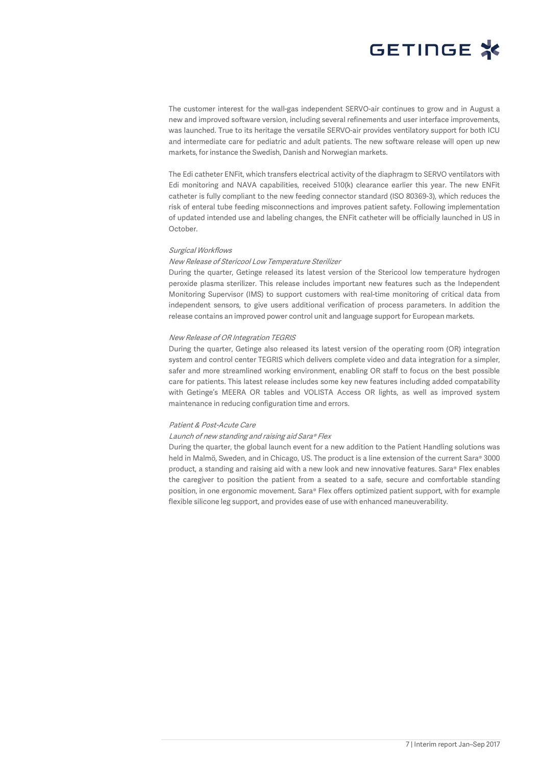The customer interest for the wall-gas independent SERVO-air continues to grow and in August a new and improved software version, including several refinements and user interface improvements, was launched. True to its heritage the versatile SERVO-air provides ventilatory support for both ICU and intermediate care for pediatric and adult patients. The new software release will open up new markets, for instance the Swedish, Danish and Norwegian markets.

The Edi catheter ENFit, which transfers electrical activity of the diaphragm to SERVO ventilators with Edi monitoring and NAVA capabilities, received 510(k) clearance earlier this year. The new ENFit catheter is fully compliant to the new feeding connector standard (ISO 80369-3), which reduces the risk of enteral tube feeding misconnections and improves patient safety. Following implementation of updated intended use and labeling changes, the ENFit catheter will be officially launched in US in October.

*Surgical Workflows*

*New Release of Stericool Low Temperature Sterilizer*

During the quarter, Getinge released its latest version of the Stericool low temperature hydrogen peroxide plasma sterilizer. This release includes important new features such as the Independent Monitoring Supervisor (IMS) to support customers with real-time monitoring of critical data from independent sensors, to give users additional verification of process parameters. In addition the release contains an improved power control unit and language support for European markets.

*New Release of OR Integration TEGRIS*

During the quarter, Getinge also released its latest version of the operating room (OR) integration system and control center TEGRIS which delivers complete video and data integration for a simpler, safer and more streamlined working environment, enabling OR staff to focus on the best possible care for patients. This latest release includes some key new features including added compatability with Getinge's MEERA OR tables and VOLISTA Access OR lights, as well as improved system maintenance in reducing configuration time and errors.

*Patient & Post-Acute Care*

*Launch of new standing and raising aid Sara® Flex*

During the quarter, the global launch event for a new addition to the Patient Handling solutions was held in Malmö, Sweden, and in Chicago, US. The product is a line extension of the current Sara® 3000 product, a standing and raising aid with a new look and new innovative features. Sara® Flex enables the caregiver to position the patient from a seated to a safe, secure and comfortable standing position, in one ergonomic movement. Sara® Flex offers optimized patient support, with for example flexible silicone leg support, and provides ease of use with enhanced maneuverability.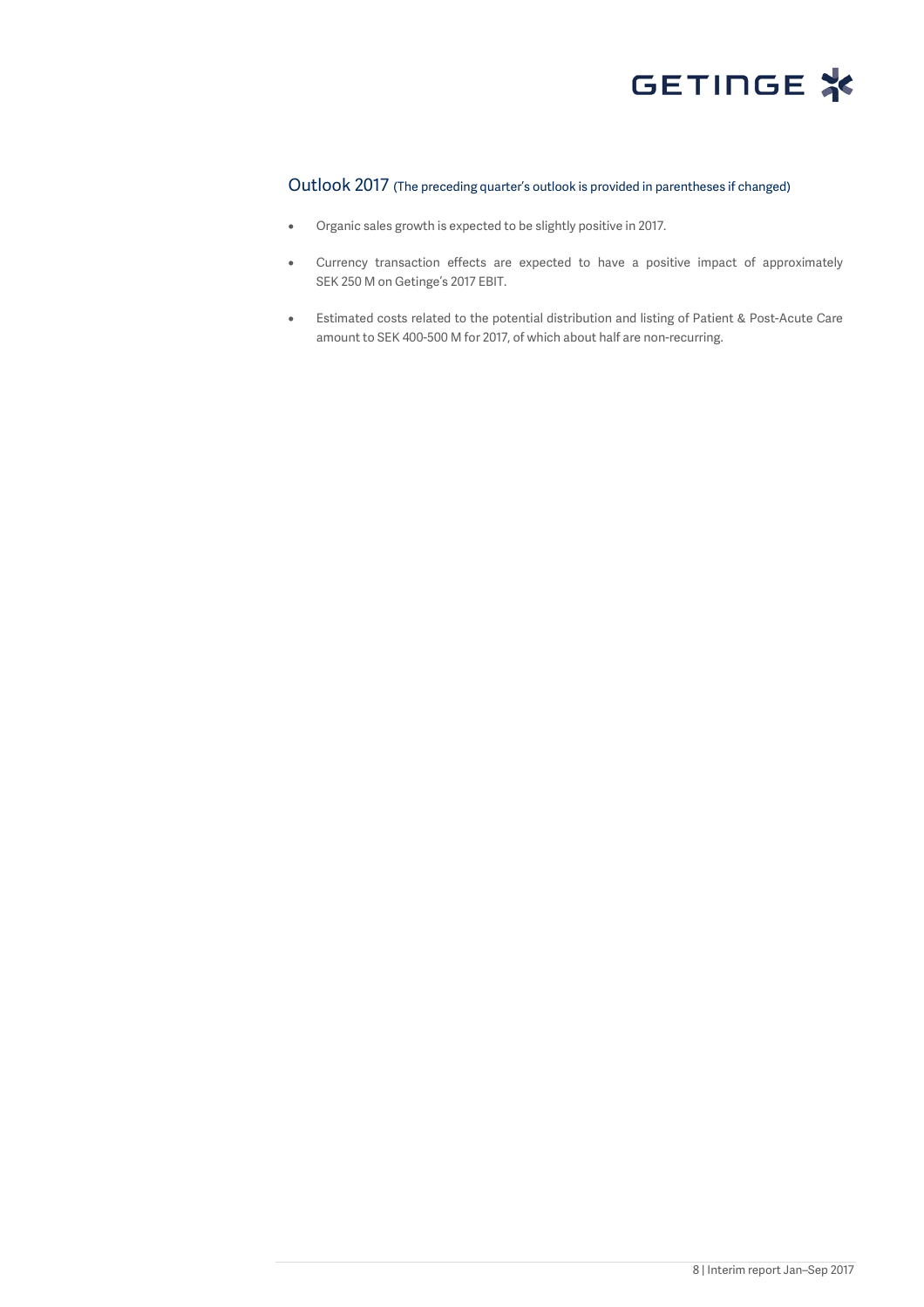## Outlook 2017 (The preceding quarter's outlook is provided in parentheses if changed)

- Organic sales growth is expected to be slightly positive in 2017.
- Currency transaction effects are expected to have a positive impact of approximately SEK 250 M on Getinge's 2017 EBIT.
- Estimated costs related to the potential distribution and listing of Patient & Post-Acute Care amount to SEK 400-500 M for 2017, of which about half are non-recurring.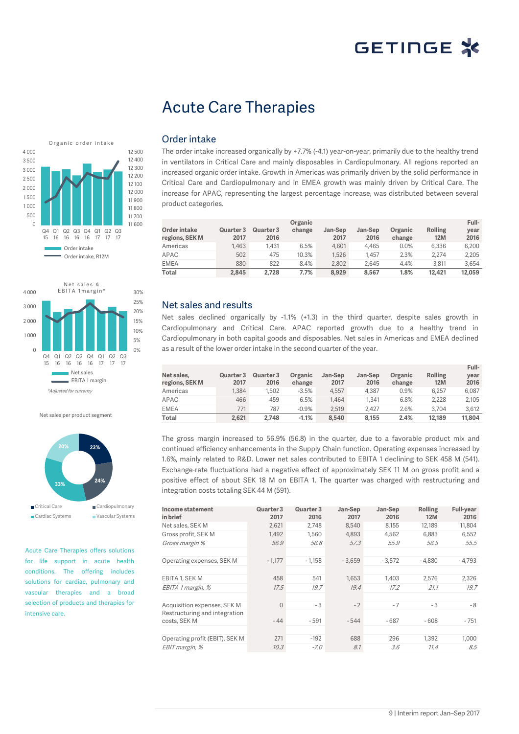# Acute Care Therapies

## Order intake

The order intake increased organically by +7.7% (-4.1) year-on-year, primarily due to the healthy trend in ventilators in Critical Care and mainly disposables in Cardiopulmonary. All regions reported an increased organic order intake. Growth in Americas was primarily driven by the solid performance in Critical Care and Cardiopulmonary and in EMEA growth was mainly driven by Critical Care. The increase for APAC, representing the largest percentage increase, was distributed between several product categories.

| Order intake regions, SEK M | Quarter 3 2017 | Quarter 3 2016 | Organic change | Jan-Sep 2017 | Jan-Sep 2016 | Organic change | Rolling 12M | Full-year 2016 |
|---|---|---|---|---|---|---|---|---|
| Americas | 1,463 | 1,431 | 6.5% | 4,601 | 4,465 | 0.0% | 6,336 | 6,200 |
| APAC | 502 | 475 | 10.3% | 1,526 | 1,457 | 2.3% | 2,274 | 2,205 |
| EMEA | 880 | 822 | 8.4% | 2,802 | 2,645 | 4.4% | 3,811 | 3,654 |
| **Total** | **2,845** | **2,728** | **7.7%** | **8,929** | **8,567** | **1.8%** | **12,421** | **12,059** |

## Net sales and results

Net sales declined organically by -1.1% (+1.3) in the third quarter, despite sales growth in Cardiopulmonary and Critical Care. APAC reported growth due to a healthy trend in Cardiopulmonary in both capital goods and disposables. Net sales in Americas and EMEA declined as a result of the lower order intake in the second quarter of the year.

| Net sales, regions, SEK M | Quarter 3 2017 | Quarter 3 2016 | Organic change | Jan-Sep 2017 | Jan-Sep 2016 | Organic change | Rolling 12M | Full-year 2016 |
|---|---|---|---|---|---|---|---|---|
| Americas | 1,384 | 1,502 | -3.5% | 4,557 | 4,387 | 0.9% | 6,257 | 6,087 |
| APAC | 466 | 459 | 6.5% | 1,464 | 1,341 | 6.8% | 2,228 | 2,105 |
| EMEA | 771 | 787 | -0.9% | 2,519 | 2,427 | 2.6% | 3,704 | 3,612 |
| **Total** | **2,621** | **2,748** | **-1.1%** | **8,540** | **8,155** | **2.4%** | **12,189** | **11,804** |

The gross margin increased to 56.9% (56.8) in the quarter, due to a favorable product mix and continued efficiency enhancements in the Supply Chain function. Operating expenses increased by 1.6%, mainly related to R&D. Lower net sales contributed to EBITA 1 declining to SEK 458 M (541). Exchange-rate fluctuations had a negative effect of approximately SEK 11 M on gross profit and a positive effect of about SEK 18 M on EBITA 1. The quarter was charged with restructuring and integration costs totaling SEK 44 M (591).

| Income statement in brief | Quarter 3 2017 | Quarter 3 2016 | Jan-Sep 2017 | Jan-Sep 2016 | Rolling 12M | Full-year 2016 |
|---|---|---|---|---|---|---|
| Net sales, SEK M | 2,621 | 2,748 | 8,540 | 8,155 | 12,189 | 11,804 |
| Gross profit, SEK M | 1,492 | 1,560 | 4,893 | 4,562 | 6,883 | 6,552 |
| *Gross margin %* | *56.9* | *56.8* | *57.3* | *55.9* | *56.5* | *55.5* |
| | | | | | | |
| Operating expenses, SEK M | -1,177 | -1,158 | -3,659 | -3,572 | -4,880 | -4,793 |
| | | | | | | |
| EBITA 1, SEK M | 458 | 541 | 1,653 | 1,403 | 2,576 | 2,326 |
| *EBITA 1 margin, %* | *17.5* | *19.7* | *19.4* | *17.2* | *21.1* | *19.7* |
| | | | | | | |
| Acquisition expenses, SEK M | 0 | -3 | -2 | -7 | -3 | -8 |
| Restructuring and integration costs, SEK M | -44 | -591 | -544 | -687 | -608 | -751 |
| | | | | | | |
| Operating profit (EBIT), SEK M | 271 | -192 | 688 | 296 | 1,392 | 1,000 |
| *EBIT margin, %* | *10.3* | *-7.0* | *8.1* | *3.6* | *11.4* | *8.5* |

Organic order intake

Order intake
Order intake, R12M

Net sales & EBITA 1 margin*

Net sales
EBITA 1 margin

*Adjusted for currency

Net sales per product segment

Critical Care 33%, Cardiopulmonary 24%, Cardiac Systems 20%, Vascular Systems 23%

Acute Care Therapies offers solutions for life support in acute health conditions. The offering includes solutions for cardiac, pulmonary and vascular therapies and a broad selection of products and therapies for intensive care.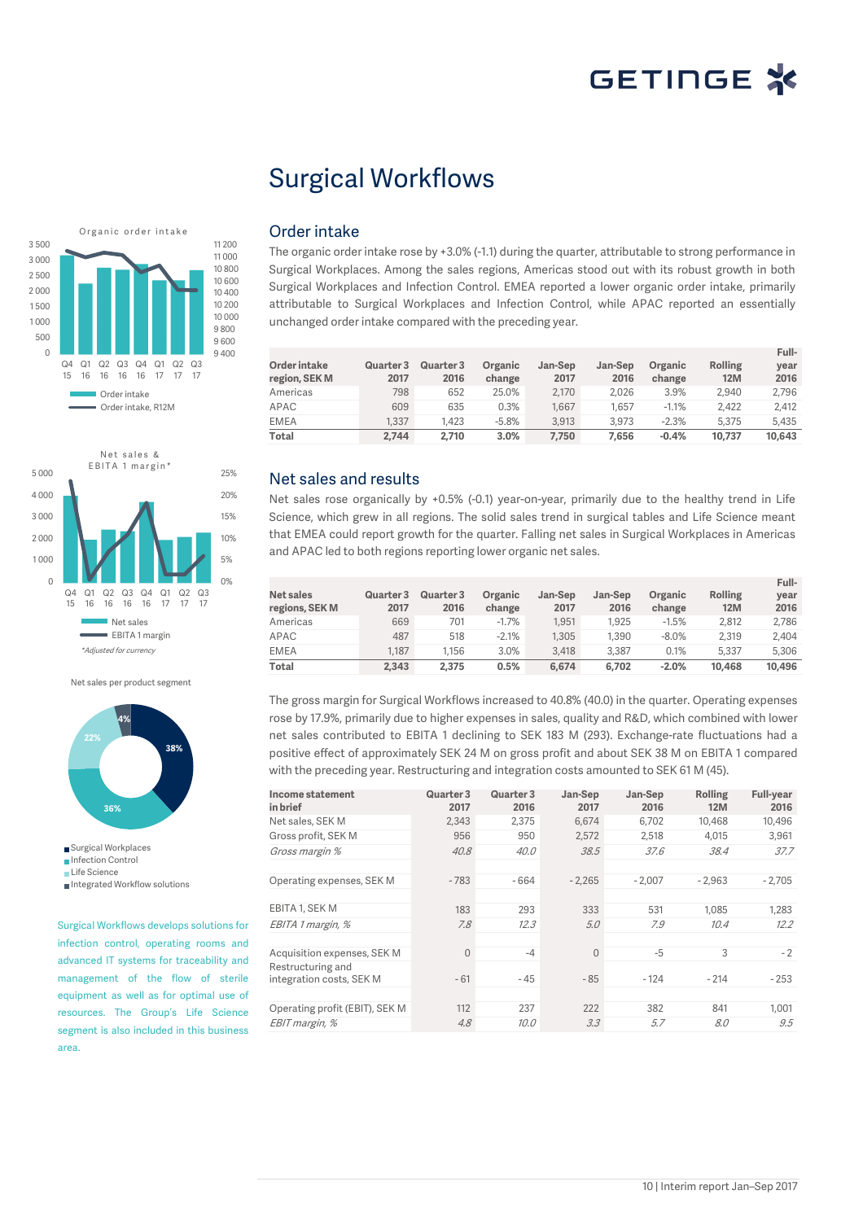# Surgical Workflows

## Order intake

The organic order intake rose by +3.0% (-1.1) during the quarter, attributable to strong performance in Surgical Workplaces. Among the sales regions, Americas stood out with its robust growth in both Surgical Workplaces and Infection Control. EMEA reported a lower organic order intake, primarily attributable to Surgical Workplaces and Infection Control, while APAC reported an essentially unchanged order intake compared with the preceding year.

| Order intake region, SEK M | Quarter 3 2017 | Quarter 3 2016 | Organic change | Jan-Sep 2017 | Jan-Sep 2016 | Organic change | Rolling 12M | Full-year 2016 |
|---|---|---|---|---|---|---|---|---|
| Americas | 798 | 652 | 25.0% | 2,170 | 2,026 | 3.9% | 2,940 | 2,796 |
| APAC | 609 | 635 | 0.3% | 1,667 | 1,657 | -1.1% | 2,422 | 2,412 |
| EMEA | 1,337 | 1,423 | -5.8% | 3,913 | 3,973 | -2.3% | 5,375 | 5,435 |
| **Total** | **2,744** | **2,710** | **3.0%** | **7,750** | **7,656** | **-0.4%** | **10,737** | **10,643** |

## Net sales and results

Net sales rose organically by +0.5% (-0.1) year-on-year, primarily due to the healthy trend in Life Science, which grew in all regions. The solid sales trend in surgical tables and Life Science meant that EMEA could report growth for the quarter. Falling net sales in Surgical Workplaces in Americas and APAC led to both regions reporting lower organic net sales.

| Net sales regions, SEK M | Quarter 3 2017 | Quarter 3 2016 | Organic change | Jan-Sep 2017 | Jan-Sep 2016 | Organic change | Rolling 12M | Full-year 2016 |
|---|---|---|---|---|---|---|---|---|
| Americas | 669 | 701 | -1.7% | 1,951 | 1,925 | -1.5% | 2,812 | 2,786 |
| APAC | 487 | 518 | -2.1% | 1,305 | 1,390 | -8.0% | 2,319 | 2,404 |
| EMEA | 1,187 | 1,156 | 3.0% | 3,418 | 3,387 | 0.1% | 5,337 | 5,306 |
| **Total** | **2,343** | **2,375** | **0.5%** | **6,674** | **6,702** | **-2.0%** | **10,468** | **10,496** |

The gross margin for Surgical Workflows increased to 40.8% (40.0) in the quarter. Operating expenses rose by 17.9%, primarily due to higher expenses in sales, quality and R&D, which combined with lower net sales contributed to EBITA 1 declining to SEK 183 M (293). Exchange-rate fluctuations had a positive effect of approximately SEK 24 M on gross profit and about SEK 38 M on EBITA 1 compared with the preceding year. Restructuring and integration costs amounted to SEK 61 M (45).

| Income statement in brief | Quarter 3 2017 | Quarter 3 2016 | Jan-Sep 2017 | Jan-Sep 2016 | Rolling 12M | Full-year 2016 |
|---|---|---|---|---|---|---|
| Net sales, SEK M | 2,343 | 2,375 | 6,674 | 6,702 | 10,468 | 10,496 |
| Gross profit, SEK M | 956 | 950 | 2,572 | 2,518 | 4,015 | 3,961 |
| *Gross margin %* | *40.8* | *40.0* | *38.5* | *37.6* | *38.4* | *37.7* |
| Operating expenses, SEK M | -783 | -664 | -2,265 | -2,007 | -2,963 | -2,705 |
| EBITA 1, SEK M | 183 | 293 | 333 | 531 | 1,085 | 1,283 |
| *EBITA 1 margin, %* | *7.8* | *12.3* | *5.0* | *7.9* | *10.4* | *12.2* |
| Acquisition expenses, SEK M | 0 | -4 | 0 | -5 | 3 | -2 |
| Restructuring and integration costs, SEK M | -61 | -45 | -85 | -124 | -214 | -253 |
| Operating profit (EBIT), SEK M | 112 | 237 | 222 | 382 | 841 | 1,001 |
| *EBIT margin, %* | *4.8* | *10.0* | *3.3* | *5.7* | *8.0* | *9.5* |

Organic order intake

Net sales & EBITA 1 margin*

*Adjusted for currency

Net sales per product segment

Surgical Workflows develops solutions for infection control, operating rooms and advanced IT systems for traceability and management of the flow of sterile equipment as well as for optimal use of resources. The Group's Life Science segment is also included in this business area.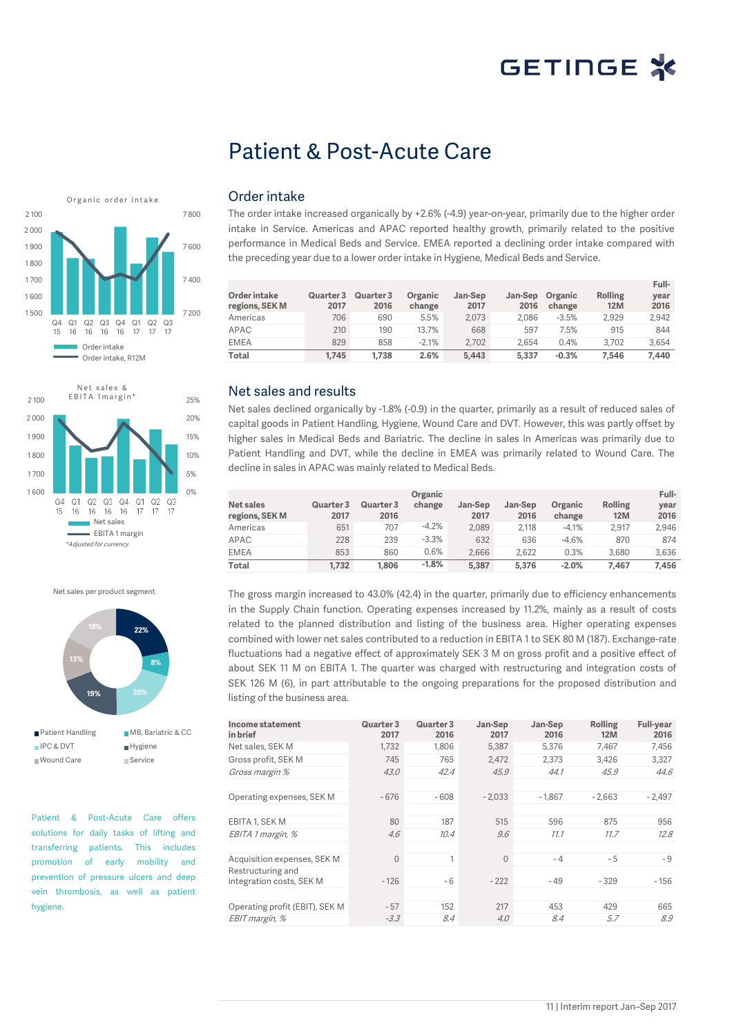# Patient & Post-Acute Care

## Order intake

The order intake increased organically by +2.6% (-4.9) year-on-year, primarily due to the higher order intake in Service. Americas and APAC reported healthy growth, primarily related to the positive performance in Medical Beds and Service. EMEA reported a declining order intake compared with the preceding year due to a lower order intake in Hygiene, Medical Beds and Service.

| Order intake regions, SEK M | Quarter 3 2017 | Quarter 3 2016 | Organic change | Jan-Sep 2017 | Jan-Sep 2016 | Organic change | Rolling 12M | Full-year 2016 |
|---|---|---|---|---|---|---|---|---|
| Americas | 706 | 690 | 5.5% | 2,073 | 2,086 | -3.5% | 2,929 | 2,942 |
| APAC | 210 | 190 | 13.7% | 668 | 597 | 7.5% | 915 | 844 |
| EMEA | 829 | 858 | -2.1% | 2,702 | 2,654 | 0.4% | 3,702 | 3,654 |
| **Total** | **1,745** | **1,738** | **2.6%** | **5,443** | **5,337** | **-0.3%** | **7,546** | **7,440** |

## Net sales and results

Net sales declined organically by -1.8% (-0.9) in the quarter, primarily as a result of reduced sales of capital goods in Patient Handling, Hygiene, Wound Care and DVT. However, this was partly offset by higher sales in Medical Beds and Bariatric. The decline in sales in Americas was primarily due to Patient Handling and DVT, while the decline in EMEA was primarily related to Wound Care. The decline in sales in APAC was mainly related to Medical Beds.

| Net sales regions, SEK M | Quarter 3 2017 | Quarter 3 2016 | Organic change | Jan-Sep 2017 | Jan-Sep 2016 | Organic change | Rolling 12M | Full-year 2016 |
|---|---|---|---|---|---|---|---|---|
| Americas | 651 | 707 | -4.2% | 2,089 | 2,118 | -4.1% | 2,917 | 2,946 |
| APAC | 228 | 239 | -3.3% | 632 | 636 | -4.6% | 870 | 874 |
| EMEA | 853 | 860 | 0.6% | 2,666 | 2,622 | 0.3% | 3,680 | 3,636 |
| **Total** | **1,732** | **1,806** | **-1.8%** | **5,387** | **5,376** | **-2.0%** | **7,467** | **7,456** |

The gross margin increased to 43.0% (42.4) in the quarter, primarily due to efficiency enhancements in the Supply Chain function. Operating expenses increased by 11.2%, mainly as a result of costs related to the planned distribution and listing of the business area. Higher operating expenses combined with lower net sales contributed to a reduction in EBITA 1 to SEK 80 M (187). Exchange-rate fluctuations had a negative effect of approximately SEK 3 M on gross profit and a positive effect of about SEK 11 M on EBITA 1. The quarter was charged with restructuring and integration costs of SEK 126 M (6), in part attributable to the ongoing preparations for the proposed distribution and listing of the business area.

| Income statement in brief | Quarter 3 2017 | Quarter 3 2016 | Jan-Sep 2017 | Jan-Sep 2016 | Rolling 12M | Full-year 2016 |
|---|---|---|---|---|---|---|
| Net sales, SEK M | 1,732 | 1,806 | 5,387 | 5,376 | 7,467 | 7,456 |
| Gross profit, SEK M | 745 | 765 | 2,472 | 2,373 | 3,426 | 3,327 |
| *Gross margin %* | *43.0* | *42.4* | *45.9* | *44.1* | *45.9* | *44.6* |
| Operating expenses, SEK M | - 676 | - 608 | - 2,033 | - 1,867 | - 2,663 | - 2,497 |
| EBITA 1, SEK M | 80 | 187 | 515 | 596 | 875 | 956 |
| *EBITA 1 margin, %* | *4.6* | *10.4* | *9.6* | *11.1* | *11.7* | *12.8* |
| Acquisition expenses, SEK M | 0 | 1 | 0 | - 4 | - 5 | - 9 |
| Restructuring and integration costs, SEK M | - 126 | - 6 | - 222 | - 49 | - 329 | - 156 |
| Operating profit (EBIT), SEK M | - 57 | 152 | 217 | 453 | 429 | 665 |
| *EBIT margin, %* | *-3.3* | *8.4* | *4.0* | *8.4* | *5.7* | *8.9* |

Organic order intake

Order intake
Order intake, R12M

Net sales & EBITA 1margin*

Net sales
EBITA 1 margin
*Adjusted for currency

Net sales per product segment

Patient Handling 22%, MB, Bariatric & CC 8%, IPC & DVT 20%, Hygiene 19%, Wound Care 13%, Service 18%

Patient & Post-Acute Care offers solutions for daily tasks of lifting and transferring patients. This includes promotion of early mobility and prevention of pressure ulcers and deep vein thrombosis, as well as patient hygiene.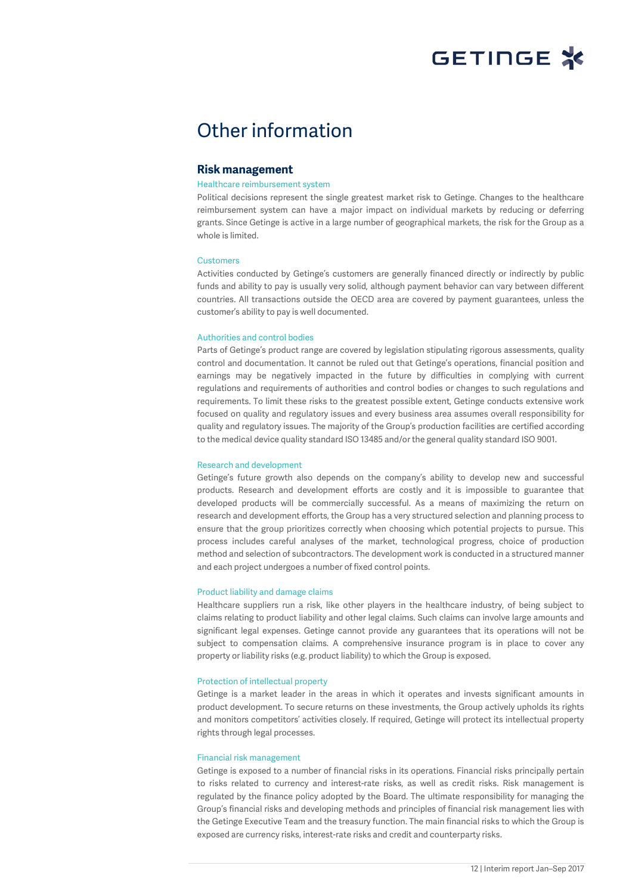# Other information

## Risk management

### Healthcare reimbursement system

Political decisions represent the single greatest market risk to Getinge. Changes to the healthcare reimbursement system can have a major impact on individual markets by reducing or deferring grants. Since Getinge is active in a large number of geographical markets, the risk for the Group as a whole is limited.

### Customers

Activities conducted by Getinge's customers are generally financed directly or indirectly by public funds and ability to pay is usually very solid, although payment behavior can vary between different countries. All transactions outside the OECD area are covered by payment guarantees, unless the customer's ability to pay is well documented.

### Authorities and control bodies

Parts of Getinge's product range are covered by legislation stipulating rigorous assessments, quality control and documentation. It cannot be ruled out that Getinge's operations, financial position and earnings may be negatively impacted in the future by difficulties in complying with current regulations and requirements of authorities and control bodies or changes to such regulations and requirements. To limit these risks to the greatest possible extent, Getinge conducts extensive work focused on quality and regulatory issues and every business area assumes overall responsibility for quality and regulatory issues. The majority of the Group's production facilities are certified according to the medical device quality standard ISO 13485 and/or the general quality standard ISO 9001.

### Research and development

Getinge's future growth also depends on the company's ability to develop new and successful products. Research and development efforts are costly and it is impossible to guarantee that developed products will be commercially successful. As a means of maximizing the return on research and development efforts, the Group has a very structured selection and planning process to ensure that the group prioritizes correctly when choosing which potential projects to pursue. This process includes careful analyses of the market, technological progress, choice of production method and selection of subcontractors. The development work is conducted in a structured manner and each project undergoes a number of fixed control points.

### Product liability and damage claims

Healthcare suppliers run a risk, like other players in the healthcare industry, of being subject to claims relating to product liability and other legal claims. Such claims can involve large amounts and significant legal expenses. Getinge cannot provide any guarantees that its operations will not be subject to compensation claims. A comprehensive insurance program is in place to cover any property or liability risks (e.g. product liability) to which the Group is exposed.

### Protection of intellectual property

Getinge is a market leader in the areas in which it operates and invests significant amounts in product development. To secure returns on these investments, the Group actively upholds its rights and monitors competitors' activities closely. If required, Getinge will protect its intellectual property rights through legal processes.

### Financial risk management

Getinge is exposed to a number of financial risks in its operations. Financial risks principally pertain to risks related to currency and interest-rate risks, as well as credit risks. Risk management is regulated by the finance policy adopted by the Board. The ultimate responsibility for managing the Group's financial risks and developing methods and principles of financial risk management lies with the Getinge Executive Team and the treasury function. The main financial risks to which the Group is exposed are currency risks, interest-rate risks and credit and counterparty risks.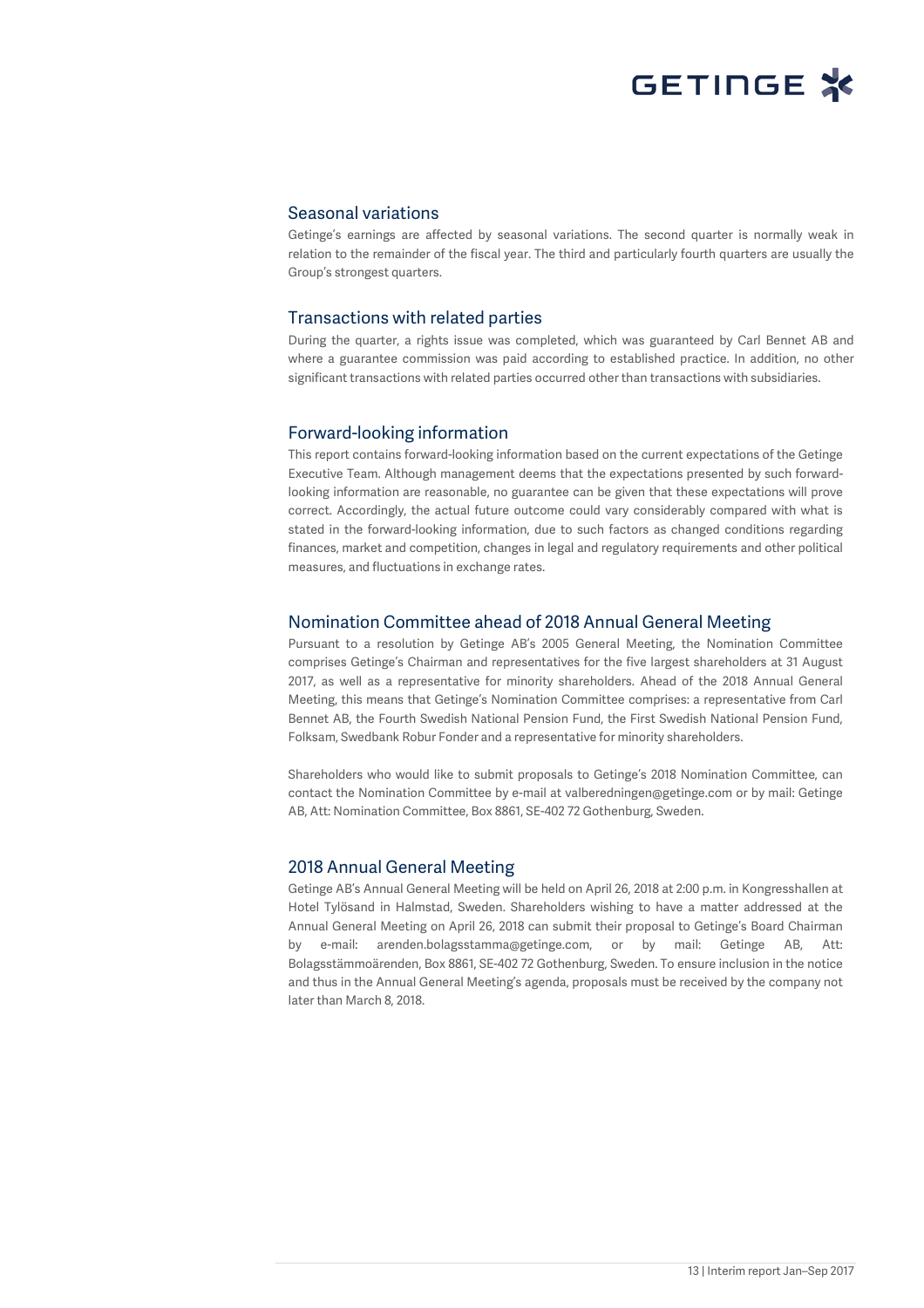## Seasonal variations

Getinge's earnings are affected by seasonal variations. The second quarter is normally weak in relation to the remainder of the fiscal year. The third and particularly fourth quarters are usually the Group's strongest quarters.

## Transactions with related parties

During the quarter, a rights issue was completed, which was guaranteed by Carl Bennet AB and where a guarantee commission was paid according to established practice. In addition, no other significant transactions with related parties occurred other than transactions with subsidiaries.

## Forward-looking information

This report contains forward-looking information based on the current expectations of the Getinge Executive Team. Although management deems that the expectations presented by such forward-looking information are reasonable, no guarantee can be given that these expectations will prove correct. Accordingly, the actual future outcome could vary considerably compared with what is stated in the forward-looking information, due to such factors as changed conditions regarding finances, market and competition, changes in legal and regulatory requirements and other political measures, and fluctuations in exchange rates.

## Nomination Committee ahead of 2018 Annual General Meeting

Pursuant to a resolution by Getinge AB's 2005 General Meeting, the Nomination Committee comprises Getinge's Chairman and representatives for the five largest shareholders at 31 August 2017, as well as a representative for minority shareholders. Ahead of the 2018 Annual General Meeting, this means that Getinge's Nomination Committee comprises: a representative from Carl Bennet AB, the Fourth Swedish National Pension Fund, the First Swedish National Pension Fund, Folksam, Swedbank Robur Fonder and a representative for minority shareholders.

Shareholders who would like to submit proposals to Getinge's 2018 Nomination Committee, can contact the Nomination Committee by e-mail at valberedningen@getinge.com or by mail: Getinge AB, Att: Nomination Committee, Box 8861, SE-402 72 Gothenburg, Sweden.

## 2018 Annual General Meeting

Getinge AB's Annual General Meeting will be held on April 26, 2018 at 2:00 p.m. in Kongresshallen at Hotel Tylösand in Halmstad, Sweden. Shareholders wishing to have a matter addressed at the Annual General Meeting on April 26, 2018 can submit their proposal to Getinge's Board Chairman by e-mail: arenden.bolagsstamma@getinge.com, or by mail: Getinge AB, Att: Bolagsstämmoärenden, Box 8861, SE-402 72 Gothenburg, Sweden. To ensure inclusion in the notice and thus in the Annual General Meeting's agenda, proposals must be received by the company not later than March 8, 2018.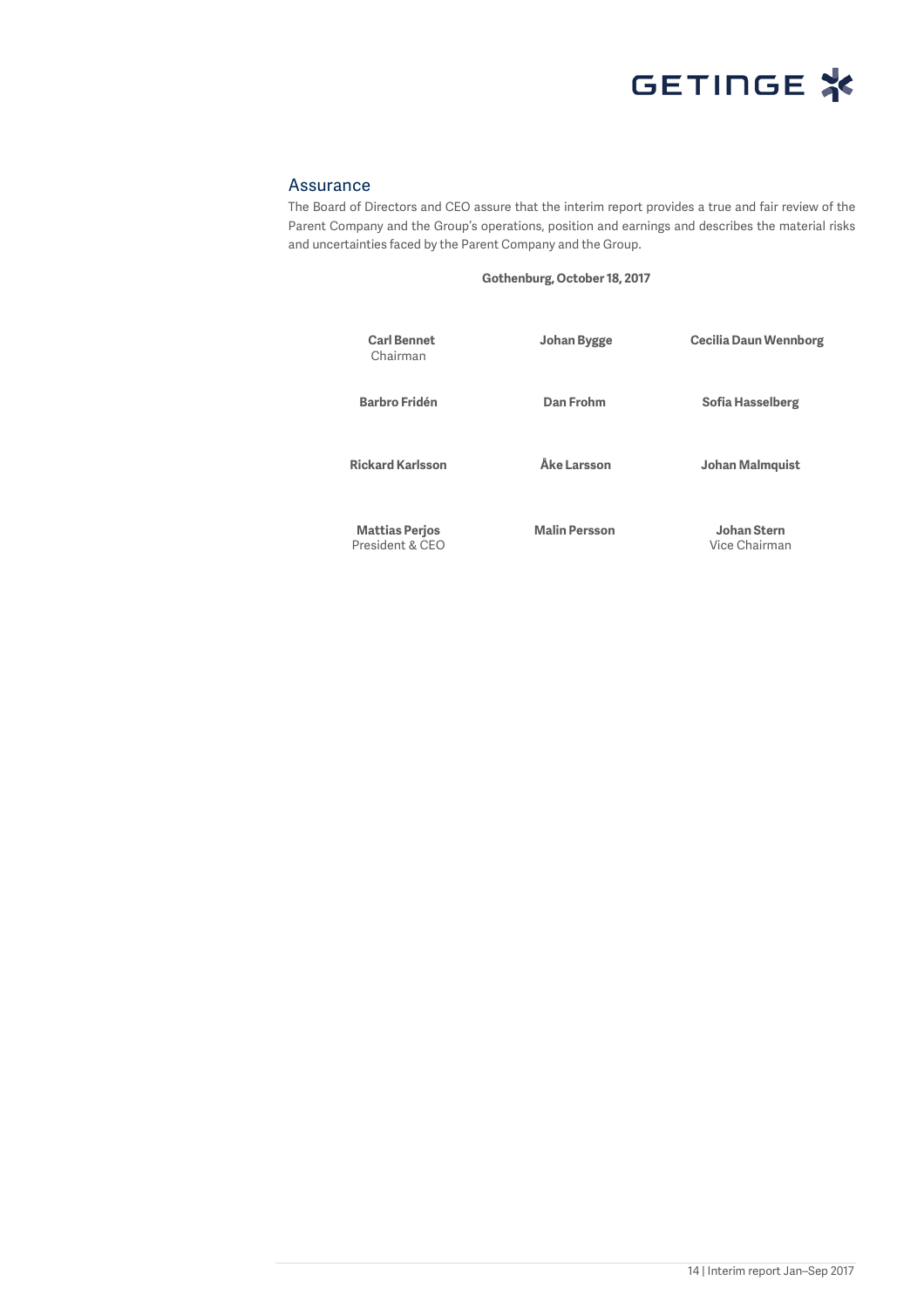## Assurance

The Board of Directors and CEO assure that the interim report provides a true and fair review of the Parent Company and the Group's operations, position and earnings and describes the material risks and uncertainties faced by the Parent Company and the Group.

**Gothenburg, October 18, 2017**

| | | |
|---|---|---|
| **Carl Bennet**<br>Chairman | **Johan Bygge** | **Cecilia Daun Wennborg** |
| **Barbro Fridén** | **Dan Frohm** | **Sofia Hasselberg** |
| **Rickard Karlsson** | **Åke Larsson** | **Johan Malmquist** |
| **Mattias Perjos**<br>President & CEO | **Malin Persson** | **Johan Stern**<br>Vice Chairman |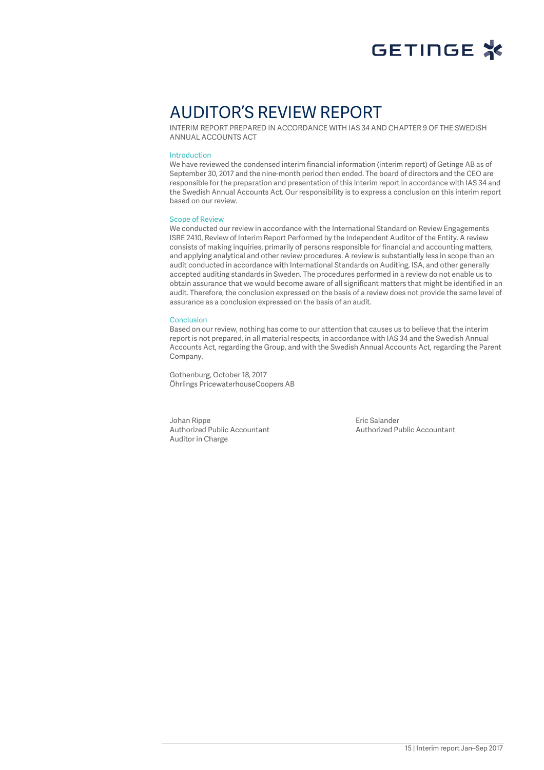# AUDITOR'S REVIEW REPORT

INTERIM REPORT PREPARED IN ACCORDANCE WITH IAS 34 AND CHAPTER 9 OF THE SWEDISH ANNUAL ACCOUNTS ACT

### Introduction

We have reviewed the condensed interim financial information (interim report) of Getinge AB as of September 30, 2017 and the nine-month period then ended. The board of directors and the CEO are responsible for the preparation and presentation of this interim report in accordance with IAS 34 and the Swedish Annual Accounts Act. Our responsibility is to express a conclusion on this interim report based on our review.

### Scope of Review

We conducted our review in accordance with the International Standard on Review Engagements ISRE 2410, Review of Interim Report Performed by the Independent Auditor of the Entity. A review consists of making inquiries, primarily of persons responsible for financial and accounting matters, and applying analytical and other review procedures. A review is substantially less in scope than an audit conducted in accordance with International Standards on Auditing, ISA, and other generally accepted auditing standards in Sweden. The procedures performed in a review do not enable us to obtain assurance that we would become aware of all significant matters that might be identified in an audit. Therefore, the conclusion expressed on the basis of a review does not provide the same level of assurance as a conclusion expressed on the basis of an audit.

### Conclusion

Based on our review, nothing has come to our attention that causes us to believe that the interim report is not prepared, in all material respects, in accordance with IAS 34 and the Swedish Annual Accounts Act, regarding the Group, and with the Swedish Annual Accounts Act, regarding the Parent Company.

Gothenburg, October 18, 2017
Öhrlings PricewaterhouseCoopers AB

Johan Rippe
Authorized Public Accountant
Auditor in Charge

Eric Salander
Authorized Public Accountant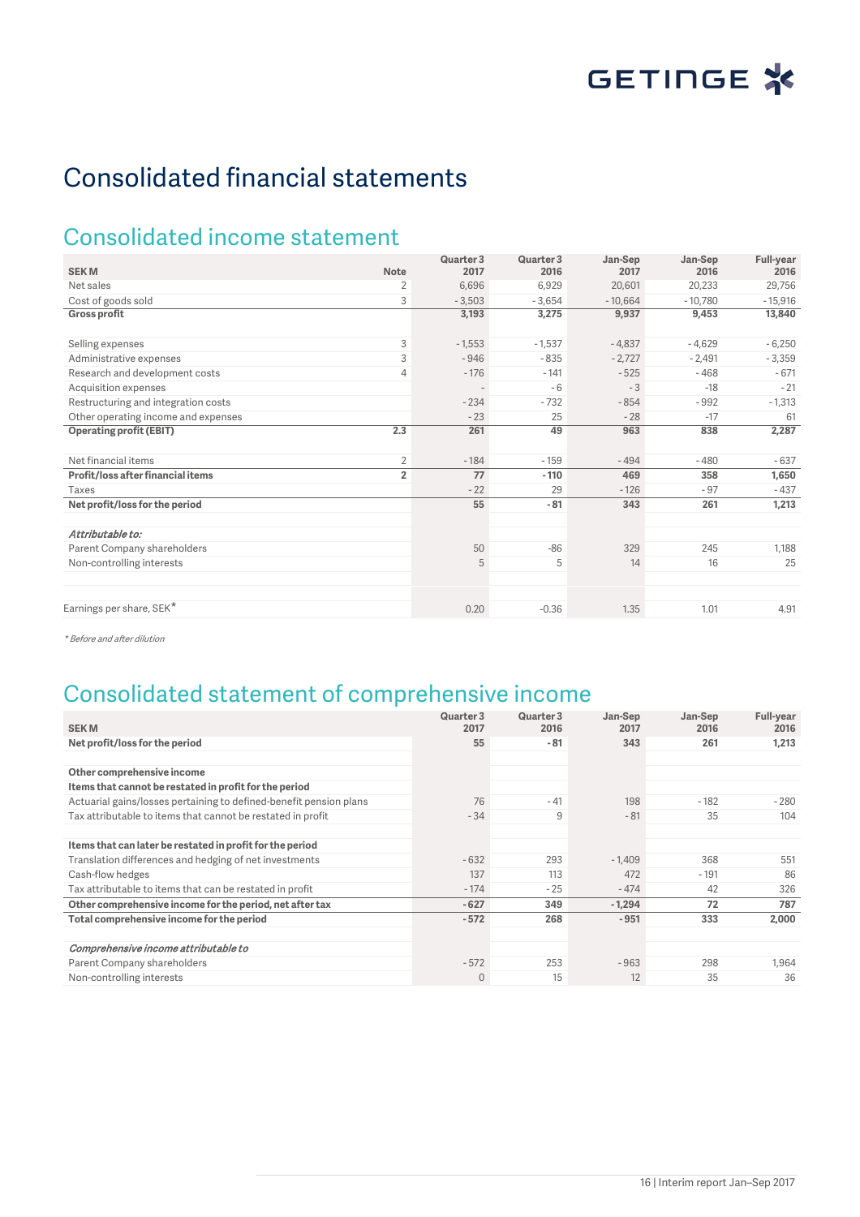# Consolidated financial statements

## Consolidated income statement

| SEK M | Note | Quarter 3 2017 | Quarter 3 2016 | Jan-Sep 2017 | Jan-Sep 2016 | Full-year 2016 |
|---|---|---|---|---|---|---|
| Net sales | 2 | 6,696 | 6,929 | 20,601 | 20,233 | 29,756 |
| Cost of goods sold | 3 | - 3,503 | - 3,654 | - 10,664 | - 10,780 | - 15,916 |
| **Gross profit** | | **3,193** | **3,275** | **9,937** | **9,453** | **13,840** |
| | | | | | | |
| Selling expenses | 3 | - 1,553 | - 1,537 | - 4,837 | - 4,629 | - 6,250 |
| Administrative expenses | 3 | - 946 | - 835 | - 2,727 | - 2,491 | - 3,359 |
| Research and development costs | 4 | - 176 | - 141 | - 525 | - 468 | - 671 |
| Acquisition expenses | | - | - 6 | - 3 | -18 | - 21 |
| Restructuring and integration costs | | - 234 | - 732 | - 854 | - 992 | - 1,313 |
| Other operating income and expenses | | - 23 | 25 | - 28 | -17 | 61 |
| **Operating profit (EBIT)** | **2.3** | **261** | **49** | **963** | **838** | **2,287** |
| | | | | | | |
| Net financial items | 2 | - 184 | - 159 | - 494 | - 480 | - 637 |
| **Profit/loss after financial items** | **2** | **77** | **- 110** | **469** | **358** | **1,650** |
| Taxes | | - 22 | 29 | - 126 | - 97 | - 437 |
| **Net profit/loss for the period** | | **55** | **- 81** | **343** | **261** | **1,213** |
| | | | | | | |
| *Attributable to:* | | | | | | |
| Parent Company shareholders | | 50 | -86 | 329 | 245 | 1,188 |
| Non-controlling interests | | 5 | 5 | 14 | 16 | 25 |
| | | | | | | |
| Earnings per share, SEK* | | 0.20 | -0.36 | 1.35 | 1.01 | 4.91 |

*\* Before and after dilution*

## Consolidated statement of comprehensive income

| SEK M | Quarter 3 2017 | Quarter 3 2016 | Jan-Sep 2017 | Jan-Sep 2016 | Full-year 2016 |
|---|---|---|---|---|---|
| **Net profit/loss for the period** | **55** | **- 81** | **343** | **261** | **1,213** |
| | | | | | |
| **Other comprehensive income** | | | | | |
| **Items that cannot be restated in profit for the period** | | | | | |
| Actuarial gains/losses pertaining to defined-benefit pension plans | 76 | - 41 | 198 | - 182 | - 280 |
| Tax attributable to items that cannot be restated in profit | - 34 | 9 | - 81 | 35 | 104 |
| | | | | | |
| **Items that can later be restated in profit for the period** | | | | | |
| Translation differences and hedging of net investments | - 632 | 293 | - 1,409 | 368 | 551 |
| Cash-flow hedges | 137 | 113 | 472 | - 191 | 86 |
| Tax attributable to items that can be restated in profit | - 174 | - 25 | - 474 | 42 | 326 |
| **Other comprehensive income for the period, net after tax** | **- 627** | **349** | **- 1,294** | **72** | **787** |
| **Total comprehensive income for the period** | **- 572** | **268** | **- 951** | **333** | **2,000** |
| | | | | | |
| *Comprehensive income attributable to* | | | | | |
| Parent Company shareholders | - 572 | 253 | - 963 | 298 | 1,964 |
| Non-controlling interests | 0 | 15 | 12 | 35 | 36 |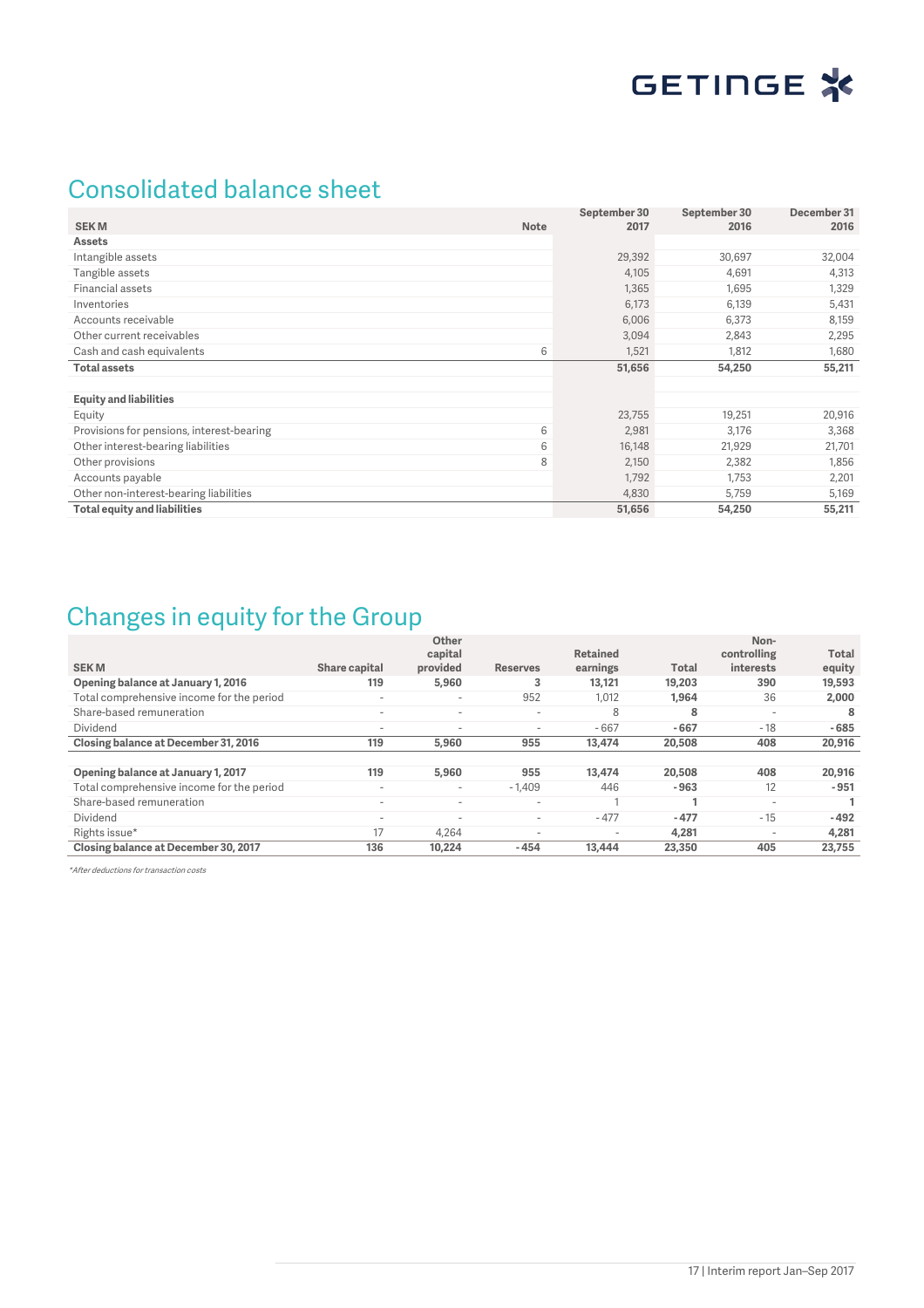## Consolidated balance sheet

| SEK M | Note | September 30 2017 | September 30 2016 | December 31 2016 |
|---|---|---|---|---|
| **Assets** | | | | |
| Intangible assets | | 29,392 | 30,697 | 32,004 |
| Tangible assets | | 4,105 | 4,691 | 4,313 |
| Financial assets | | 1,365 | 1,695 | 1,329 |
| Inventories | | 6,173 | 6,139 | 5,431 |
| Accounts receivable | | 6,006 | 6,373 | 8,159 |
| Other current receivables | | 3,094 | 2,843 | 2,295 |
| Cash and cash equivalents | 6 | 1,521 | 1,812 | 1,680 |
| **Total assets** | | **51,656** | **54,250** | **55,211** |
| | | | | |
| **Equity and liabilities** | | | | |
| Equity | | 23,755 | 19,251 | 20,916 |
| Provisions for pensions, interest-bearing | 6 | 2,981 | 3,176 | 3,368 |
| Other interest-bearing liabilities | 6 | 16,148 | 21,929 | 21,701 |
| Other provisions | 8 | 2,150 | 2,382 | 1,856 |
| Accounts payable | | 1,792 | 1,753 | 2,201 |
| Other non-interest-bearing liabilities | | 4,830 | 5,759 | 5,169 |
| **Total equity and liabilities** | | **51,656** | **54,250** | **55,211** |

## Changes in equity for the Group

| SEK M | Share capital | Other capital provided | Reserves | Retained earnings | Total | Non-controlling interests | Total equity |
|---|---|---|---|---|---|---|---|
| **Opening balance at January 1, 2016** | **119** | **5,960** | **3** | **13,121** | **19,203** | **390** | **19,593** |
| Total comprehensive income for the period | - | - | 952 | 1,012 | **1,964** | 36 | **2,000** |
| Share-based remuneration | - | - | - | 8 | **8** | - | **8** |
| Dividend | - | - | - | -667 | **-667** | -18 | **-685** |
| **Closing balance at December 31, 2016** | **119** | **5,960** | **955** | **13,474** | **20,508** | **408** | **20,916** |
| | | | | | | | |
| **Opening balance at January 1, 2017** | **119** | **5,960** | **955** | **13,474** | **20,508** | **408** | **20,916** |
| Total comprehensive income for the period | - | - | -1,409 | 446 | **-963** | 12 | **-951** |
| Share-based remuneration | - | - | - | 1 | **1** | - | **1** |
| Dividend | - | - | - | -477 | **-477** | -15 | **-492** |
| Rights issue* | 17 | 4,264 | - | - | **4,281** | - | **4,281** |
| **Closing balance at December 30, 2017** | **136** | **10,224** | **-454** | **13,444** | **23,350** | **405** | **23,755** |

*\*After deductions for transaction costs*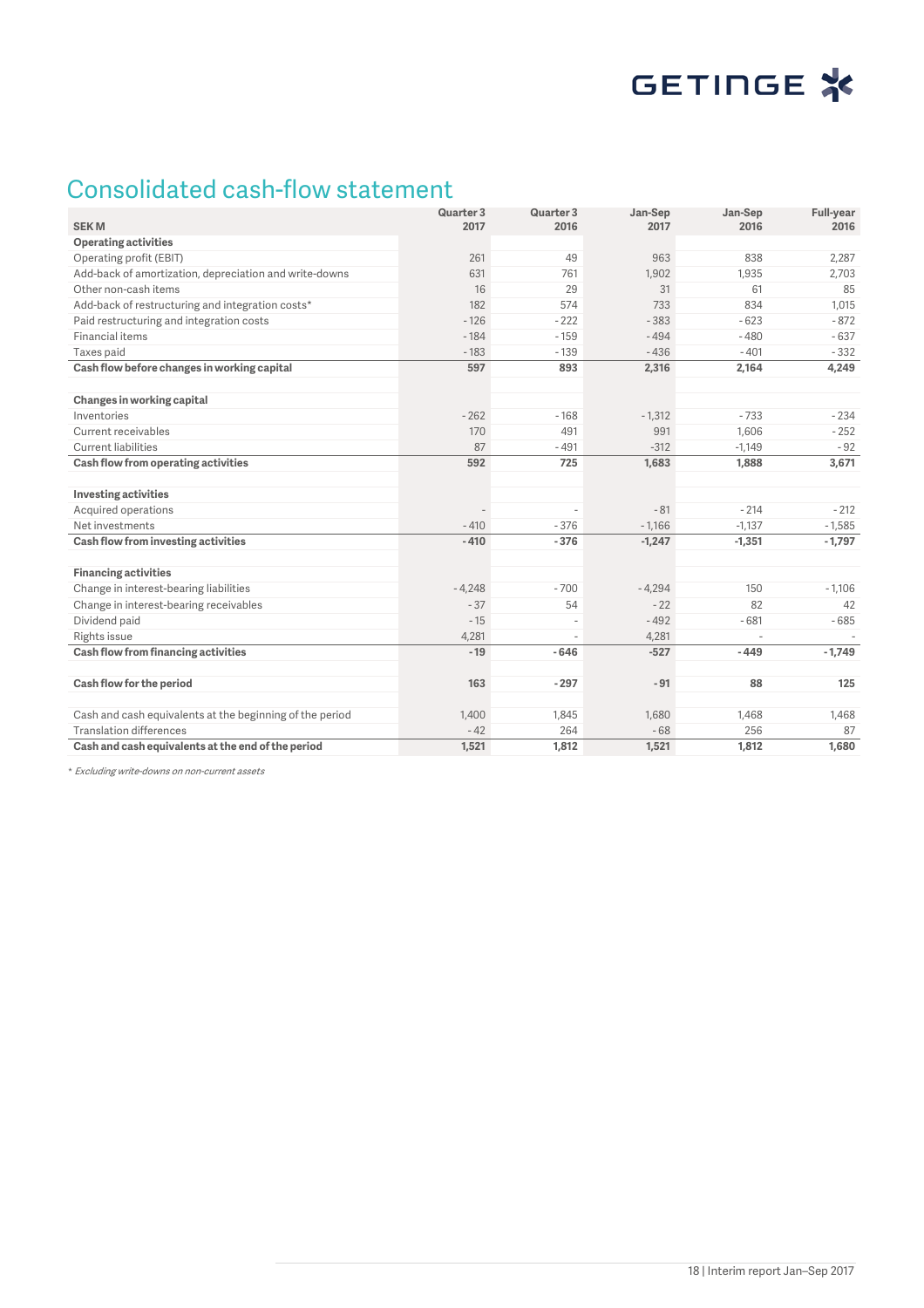## Consolidated cash-flow statement

| SEK M | Quarter 3 2017 | Quarter 3 2016 | Jan-Sep 2017 | Jan-Sep 2016 | Full-year 2016 |
|---|---|---|---|---|---|
| **Operating activities** | | | | | |
| Operating profit (EBIT) | 261 | 49 | 963 | 838 | 2,287 |
| Add-back of amortization, depreciation and write-downs | 631 | 761 | 1,902 | 1,935 | 2,703 |
| Other non-cash items | 16 | 29 | 31 | 61 | 85 |
| Add-back of restructuring and integration costs* | 182 | 574 | 733 | 834 | 1,015 |
| Paid restructuring and integration costs | -126 | -222 | -383 | -623 | -872 |
| Financial items | -184 | -159 | -494 | -480 | -637 |
| Taxes paid | -183 | -139 | -436 | -401 | -332 |
| **Cash flow before changes in working capital** | **597** | **893** | **2,316** | **2,164** | **4,249** |
| | | | | | |
| **Changes in working capital** | | | | | |
| Inventories | -262 | -168 | -1,312 | -733 | -234 |
| Current receivables | 170 | 491 | 991 | 1,606 | -252 |
| Current liabilities | 87 | -491 | -312 | -1,149 | -92 |
| **Cash flow from operating activities** | **592** | **725** | **1,683** | **1,888** | **3,671** |
| | | | | | |
| **Investing activities** | | | | | |
| Acquired operations | - | - | -81 | -214 | -212 |
| Net investments | -410 | -376 | -1,166 | -1,137 | -1,585 |
| **Cash flow from investing activities** | **-410** | **-376** | **-1,247** | **-1,351** | **-1,797** |
| | | | | | |
| **Financing activities** | | | | | |
| Change in interest-bearing liabilities | -4,248 | -700 | -4,294 | 150 | -1,106 |
| Change in interest-bearing receivables | -37 | 54 | -22 | 82 | 42 |
| Dividend paid | -15 | - | -492 | -681 | -685 |
| Rights issue | 4,281 | - | 4,281 | - | - |
| **Cash flow from financing activities** | **-19** | **-646** | **-527** | **-449** | **-1,749** |
| | | | | | |
| **Cash flow for the period** | **163** | **-297** | **-91** | **88** | **125** |
| | | | | | |
| Cash and cash equivalents at the beginning of the period | 1,400 | 1,845 | 1,680 | 1,468 | 1,468 |
| Translation differences | -42 | 264 | -68 | 256 | 87 |
| **Cash and cash equivalents at the end of the period** | **1,521** | **1,812** | **1,521** | **1,812** | **1,680** |

*\* Excluding write-downs on non-current assets*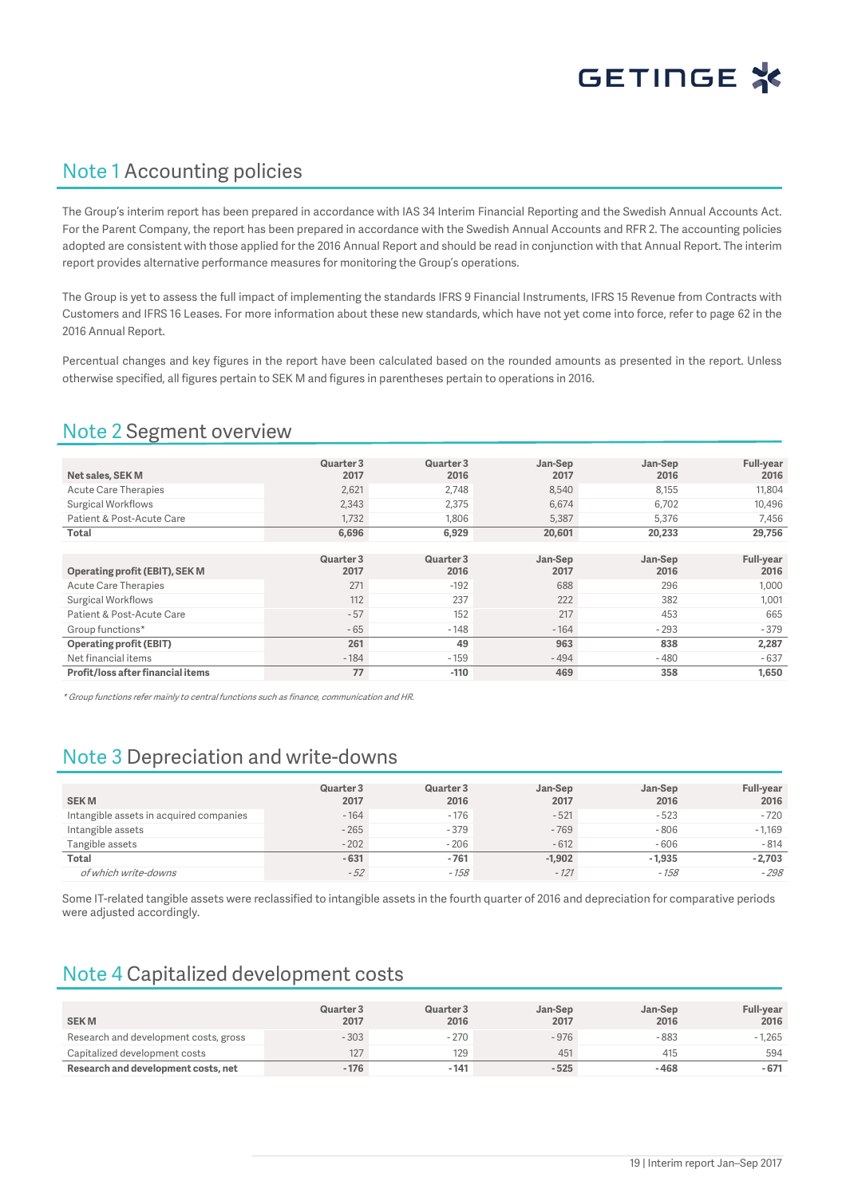## Note 1 Accounting policies

The Group's interim report has been prepared in accordance with IAS 34 Interim Financial Reporting and the Swedish Annual Accounts Act. For the Parent Company, the report has been prepared in accordance with the Swedish Annual Accounts and RFR 2. The accounting policies adopted are consistent with those applied for the 2016 Annual Report and should be read in conjunction with that Annual Report. The interim report provides alternative performance measures for monitoring the Group's operations.

The Group is yet to assess the full impact of implementing the standards IFRS 9 Financial Instruments, IFRS 15 Revenue from Contracts with Customers and IFRS 16 Leases. For more information about these new standards, which have not yet come into force, refer to page 62 in the 2016 Annual Report.

Percentual changes and key figures in the report have been calculated based on the rounded amounts as presented in the report. Unless otherwise specified, all figures pertain to SEK M and figures in parentheses pertain to operations in 2016.

## Note 2 Segment overview

| Net sales, SEK M | Quarter 3 2017 | Quarter 3 2016 | Jan-Sep 2017 | Jan-Sep 2016 | Full-year 2016 |
|---|---|---|---|---|---|
| Acute Care Therapies | 2,621 | 2,748 | 8,540 | 8,155 | 11,804 |
| Surgical Workflows | 2,343 | 2,375 | 6,674 | 6,702 | 10,496 |
| Patient & Post-Acute Care | 1,732 | 1,806 | 5,387 | 5,376 | 7,456 |
| **Total** | **6,696** | **6,929** | **20,601** | **20,233** | **29,756** |

| Operating profit (EBIT), SEK M | Quarter 3 2017 | Quarter 3 2016 | Jan-Sep 2017 | Jan-Sep 2016 | Full-year 2016 |
|---|---|---|---|---|---|
| Acute Care Therapies | 271 | -192 | 688 | 296 | 1,000 |
| Surgical Workflows | 112 | 237 | 222 | 382 | 1,001 |
| Patient & Post-Acute Care | -57 | 152 | 217 | 453 | 665 |
| Group functions* | -65 | -148 | -164 | -293 | -379 |
| **Operating profit (EBIT)** | **261** | **49** | **963** | **838** | **2,287** |
| Net financial items | -184 | -159 | -494 | -480 | -637 |
| **Profit/loss after financial items** | **77** | **-110** | **469** | **358** | **1,650** |

*\* Group functions refer mainly to central functions such as finance, communication and HR.*

## Note 3 Depreciation and write-downs

| SEK M | Quarter 3 2017 | Quarter 3 2016 | Jan-Sep 2017 | Jan-Sep 2016 | Full-year 2016 |
|---|---|---|---|---|---|
| Intangible assets in acquired companies | -164 | -176 | -521 | -523 | -720 |
| Intangible assets | -265 | -379 | -769 | -806 | -1,169 |
| Tangible assets | -202 | -206 | -612 | -606 | -814 |
| **Total** | **-631** | **-761** | **-1,902** | **-1,935** | **-2,703** |
| *of which write-downs* | *-52* | *-158* | *-121* | *-158* | *-298* |

Some IT-related tangible assets were reclassified to intangible assets in the fourth quarter of 2016 and depreciation for comparative periods were adjusted accordingly.

## Note 4 Capitalized development costs

| SEK M | Quarter 3 2017 | Quarter 3 2016 | Jan-Sep 2017 | Jan-Sep 2016 | Full-year 2016 |
|---|---|---|---|---|---|
| Research and development costs, gross | -303 | -270 | -976 | -883 | -1,265 |
| Capitalized development costs | 127 | 129 | 451 | 415 | 594 |
| **Research and development costs, net** | **-176** | **-141** | **-525** | **-468** | **-671** |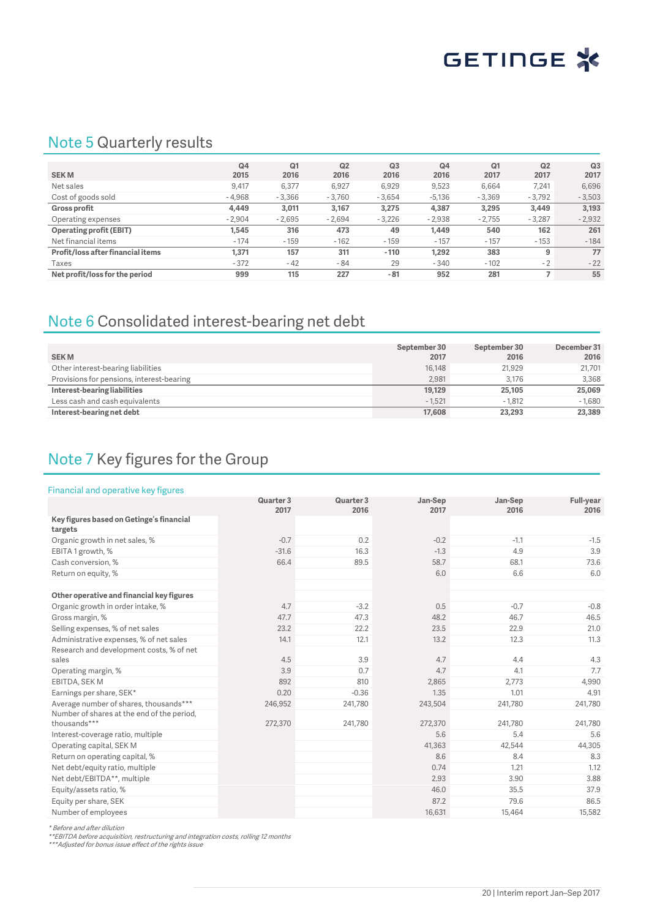## Note 5 Quarterly results

| SEK M | Q4 2015 | Q1 2016 | Q2 2016 | Q3 2016 | Q4 2016 | Q1 2017 | Q2 2017 | Q3 2017 |
|---|---|---|---|---|---|---|---|---|
| Net sales | 9,417 | 6,377 | 6,927 | 6,929 | 9,523 | 6,664 | 7,241 | 6,696 |
| Cost of goods sold | - 4,968 | - 3,366 | - 3,760 | - 3,654 | -5,136 | - 3,369 | - 3,792 | - 3,503 |
| **Gross profit** | **4,449** | **3,011** | **3,167** | **3,275** | **4,387** | **3,295** | **3,449** | **3,193** |
| Operating expenses | - 2,904 | - 2,695 | - 2,694 | - 3,226 | - 2,938 | - 2,755 | - 3,287 | - 2,932 |
| **Operating profit (EBIT)** | **1,545** | **316** | **473** | **49** | **1,449** | **540** | **162** | **261** |
| Net financial items | - 174 | - 159 | - 162 | - 159 | - 157 | - 157 | - 153 | - 184 |
| **Profit/loss after financial items** | **1,371** | **157** | **311** | **-110** | **1,292** | **383** | **9** | **77** |
| Taxes | - 372 | - 42 | - 84 | 29 | - 340 | - 102 | - 2 | - 22 |
| **Net profit/loss for the period** | **999** | **115** | **227** | **- 81** | **952** | **281** | **7** | **55** |

## Note 6 Consolidated interest-bearing net debt

| SEK M | September 30 2017 | September 30 2016 | December 31 2016 |
|---|---|---|---|
| Other interest-bearing liabilities | 16,148 | 21,929 | 21,701 |
| Provisions for pensions, interest-bearing | 2,981 | 3,176 | 3,368 |
| **Interest-bearing liabilities** | **19,129** | **25,105** | **25,069** |
| Less cash and cash equivalents | - 1,521 | - 1,812 | - 1,680 |
| **Interest-bearing net debt** | **17,608** | **23,293** | **23,389** |

## Note 7 Key figures for the Group

### Financial and operative key figures

| | Quarter 3 2017 | Quarter 3 2016 | Jan-Sep 2017 | Jan-Sep 2016 | Full-year 2016 |
|---|---|---|---|---|---|
| **Key figures based on Getinge's financial targets** | | | | | |
| Organic growth in net sales, % | -0.7 | 0.2 | -0.2 | -1.1 | -1.5 |
| EBITA 1 growth, % | -31.6 | 16.3 | -1.3 | 4.9 | 3.9 |
| Cash conversion, % | 66.4 | 89.5 | 58.7 | 68.1 | 73.6 |
| Return on equity, % | | | 6.0 | 6.6 | 6.0 |
| | | | | | |
| **Other operative and financial key figures** | | | | | |
| Organic growth in order intake, % | 4.7 | -3.2 | 0.5 | -0.7 | -0.8 |
| Gross margin, % | 47.7 | 47.3 | 48.2 | 46.7 | 46.5 |
| Selling expenses, % of net sales | 23.2 | 22.2 | 23.5 | 22.9 | 21.0 |
| Administrative expenses, % of net sales | 14.1 | 12.1 | 13.2 | 12.3 | 11.3 |
| Research and development costs, % of net sales | 4.5 | 3.9 | 4.7 | 4.4 | 4.3 |
| Operating margin, % | 3.9 | 0.7 | 4.7 | 4.1 | 7.7 |
| EBITDA, SEK M | 892 | 810 | 2,865 | 2,773 | 4,990 |
| Earnings per share, SEK* | 0.20 | -0.36 | 1.35 | 1.01 | 4.91 |
| Average number of shares, thousands*** | 246,952 | 241,780 | 243,504 | 241,780 | 241,780 |
| Number of shares at the end of the period, thousands*** | 272,370 | 241,780 | 272,370 | 241,780 | 241,780 |
| Interest-coverage ratio, multiple | | | 5.6 | 5.4 | 5.6 |
| Operating capital, SEK M | | | 41,363 | 42,544 | 44,305 |
| Return on operating capital, % | | | 8.6 | 8.4 | 8.3 |
| Net debt/equity ratio, multiple | | | 0.74 | 1.21 | 1.12 |
| Net debt/EBITDA**, multiple | | | 2.93 | 3.90 | 3.88 |
| Equity/assets ratio, % | | | 46.0 | 35.5 | 37.9 |
| Equity per share, SEK | | | 87.2 | 79.6 | 86.5 |
| Number of employees | | | 16,631 | 15,464 | 15,582 |

*\* Before and after dilution*
*\*\*EBITDA before acquisition, restructuring and integration costs, rolling 12 months*
*\*\*\*Adjusted for bonus issue effect of the rights issue*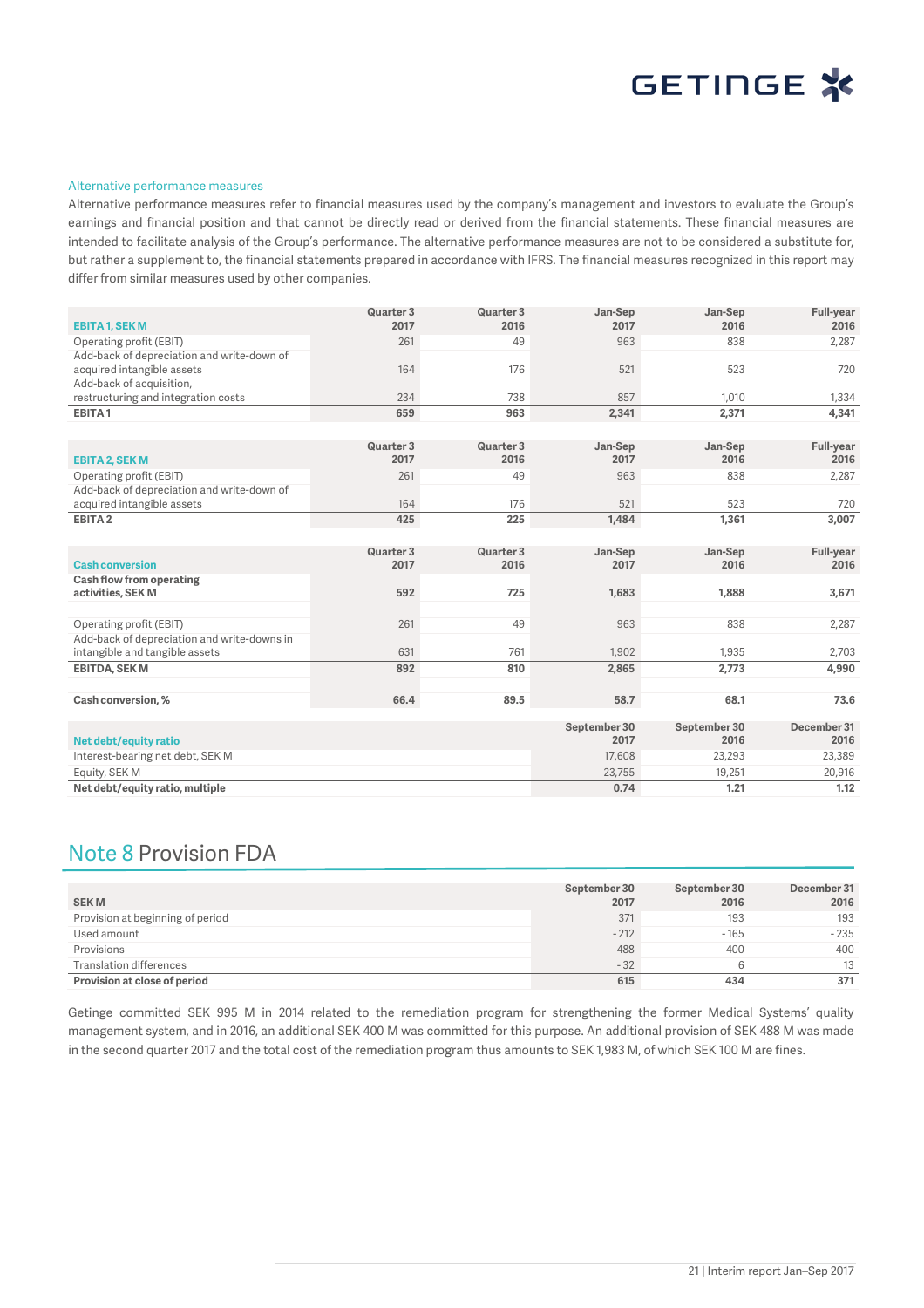### Alternative performance measures

Alternative performance measures refer to financial measures used by the company's management and investors to evaluate the Group's earnings and financial position and that cannot be directly read or derived from the financial statements. These financial measures are intended to facilitate analysis of the Group's performance. The alternative performance measures are not to be considered a substitute for, but rather a supplement to, the financial statements prepared in accordance with IFRS. The financial measures recognized in this report may differ from similar measures used by other companies.

| EBITA 1, SEK M | Quarter 3 2017 | Quarter 3 2016 | Jan-Sep 2017 | Jan-Sep 2016 | Full-year 2016 |
|---|---|---|---|---|---|
| Operating profit (EBIT) | 261 | 49 | 963 | 838 | 2,287 |
| Add-back of depreciation and write-down of acquired intangible assets | 164 | 176 | 521 | 523 | 720 |
| Add-back of acquisition, restructuring and integration costs | 234 | 738 | 857 | 1,010 | 1,334 |
| **EBITA 1** | **659** | **963** | **2,341** | **2,371** | **4,341** |

| EBITA 2, SEK M | Quarter 3 2017 | Quarter 3 2016 | Jan-Sep 2017 | Jan-Sep 2016 | Full-year 2016 |
|---|---|---|---|---|---|
| Operating profit (EBIT) | 261 | 49 | 963 | 838 | 2,287 |
| Add-back of depreciation and write-down of acquired intangible assets | 164 | 176 | 521 | 523 | 720 |
| **EBITA 2** | **425** | **225** | **1,484** | **1,361** | **3,007** |

| Cash conversion | Quarter 3 2017 | Quarter 3 2016 | Jan-Sep 2017 | Jan-Sep 2016 | Full-year 2016 |
|---|---|---|---|---|---|
| **Cash flow from operating activities, SEK M** | **592** | **725** | **1,683** | **1,888** | **3,671** |
| Operating profit (EBIT) | 261 | 49 | 963 | 838 | 2,287 |
| Add-back of depreciation and write-downs in intangible and tangible assets | 631 | 761 | 1,902 | 1,935 | 2,703 |
| **EBITDA, SEK M** | **892** | **810** | **2,865** | **2,773** | **4,990** |
| **Cash conversion, %** | **66.4** | **89.5** | **58.7** | **68.1** | **73.6** |

| Net debt/equity ratio | September 30 2017 | September 30 2016 | December 31 2016 |
|---|---|---|---|
| Interest-bearing net debt, SEK M | 17,608 | 23,293 | 23,389 |
| Equity, SEK M | 23,755 | 19,251 | 20,916 |
| **Net debt/equity ratio, multiple** | **0.74** | **1.21** | **1.12** |

## Note 8 Provision FDA

| SEK M | September 30 2017 | September 30 2016 | December 31 2016 |
|---|---|---|---|
| Provision at beginning of period | 371 | 193 | 193 |
| Used amount | -212 | -165 | -235 |
| Provisions | 488 | 400 | 400 |
| Translation differences | -32 | 6 | 13 |
| **Provision at close of period** | **615** | **434** | **371** |

Getinge committed SEK 995 M in 2014 related to the remediation program for strengthening the former Medical Systems' quality management system, and in 2016, an additional SEK 400 M was committed for this purpose. An additional provision of SEK 488 M was made in the second quarter 2017 and the total cost of the remediation program thus amounts to SEK 1,983 M, of which SEK 100 M are fines.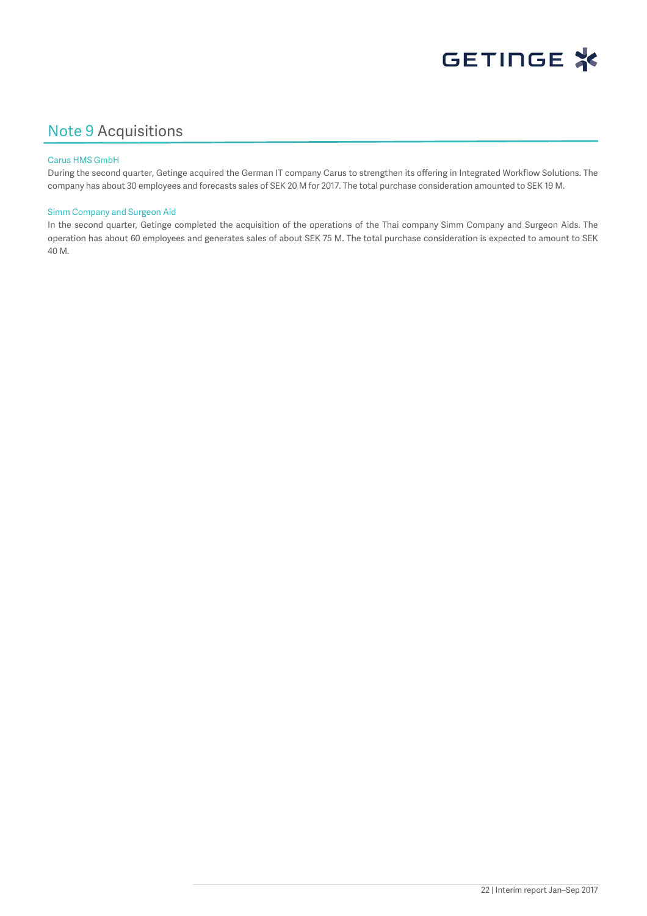## Note 9 Acquisitions

### Carus HMS GmbH

During the second quarter, Getinge acquired the German IT company Carus to strengthen its offering in Integrated Workflow Solutions. The company has about 30 employees and forecasts sales of SEK 20 M for 2017. The total purchase consideration amounted to SEK 19 M.

### Simm Company and Surgeon Aid

In the second quarter, Getinge completed the acquisition of the operations of the Thai company Simm Company and Surgeon Aids. The operation has about 60 employees and generates sales of about SEK 75 M. The total purchase consideration is expected to amount to SEK 40 M.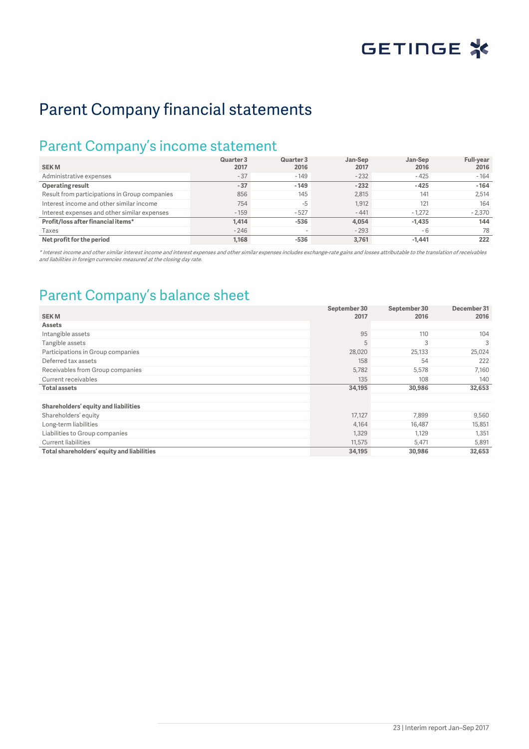# Parent Company financial statements

## Parent Company's income statement

| SEK M | Quarter 3 2017 | Quarter 3 2016 | Jan-Sep 2017 | Jan-Sep 2016 | Full-year 2016 |
|---|---|---|---|---|---|
| Administrative expenses | -37 | -149 | -232 | -425 | -164 |
| **Operating result** | **-37** | **-149** | **-232** | **-425** | **-164** |
| Result from participations in Group companies | 856 | 145 | 2,815 | 141 | 2,514 |
| Interest income and other similar income | 754 | -5 | 1,912 | 121 | 164 |
| Interest expenses and other similar expenses | -159 | -527 | -441 | -1,272 | -2,370 |
| **Profit/loss after financial items*** | **1,414** | **-536** | **4,054** | **-1,435** | **144** |
| Taxes | -246 | - | -293 | -6 | 78 |
| **Net profit for the period** | **1,168** | **-536** | **3,761** | **-1,441** | **222** |

*\* Interest income and other similar interest income and interest expenses and other similar expenses includes exchange-rate gains and losses attributable to the translation of receivables and liabilities in foreign currencies measured at the closing day rate.*

## Parent Company's balance sheet

| SEK M | September 30 2017 | September 30 2016 | December 31 2016 |
|---|---|---|---|
| **Assets** | | | |
| Intangible assets | 95 | 110 | 104 |
| Tangible assets | 5 | 3 | 3 |
| Participations in Group companies | 28,020 | 25,133 | 25,024 |
| Deferred tax assets | 158 | 54 | 222 |
| Receivables from Group companies | 5,782 | 5,578 | 7,160 |
| Current receivables | 135 | 108 | 140 |
| **Total assets** | **34,195** | **30,986** | **32,653** |
| | | | |
| **Shareholders' equity and liabilities** | | | |
| Shareholders' equity | 17,127 | 7,899 | 9,560 |
| Long-term liabilities | 4,164 | 16,487 | 15,851 |
| Liabilities to Group companies | 1,329 | 1,129 | 1,351 |
| Current liabilities | 11,575 | 5,471 | 5,891 |
| **Total shareholders' equity and liabilities** | **34,195** | **30,986** | **32,653** |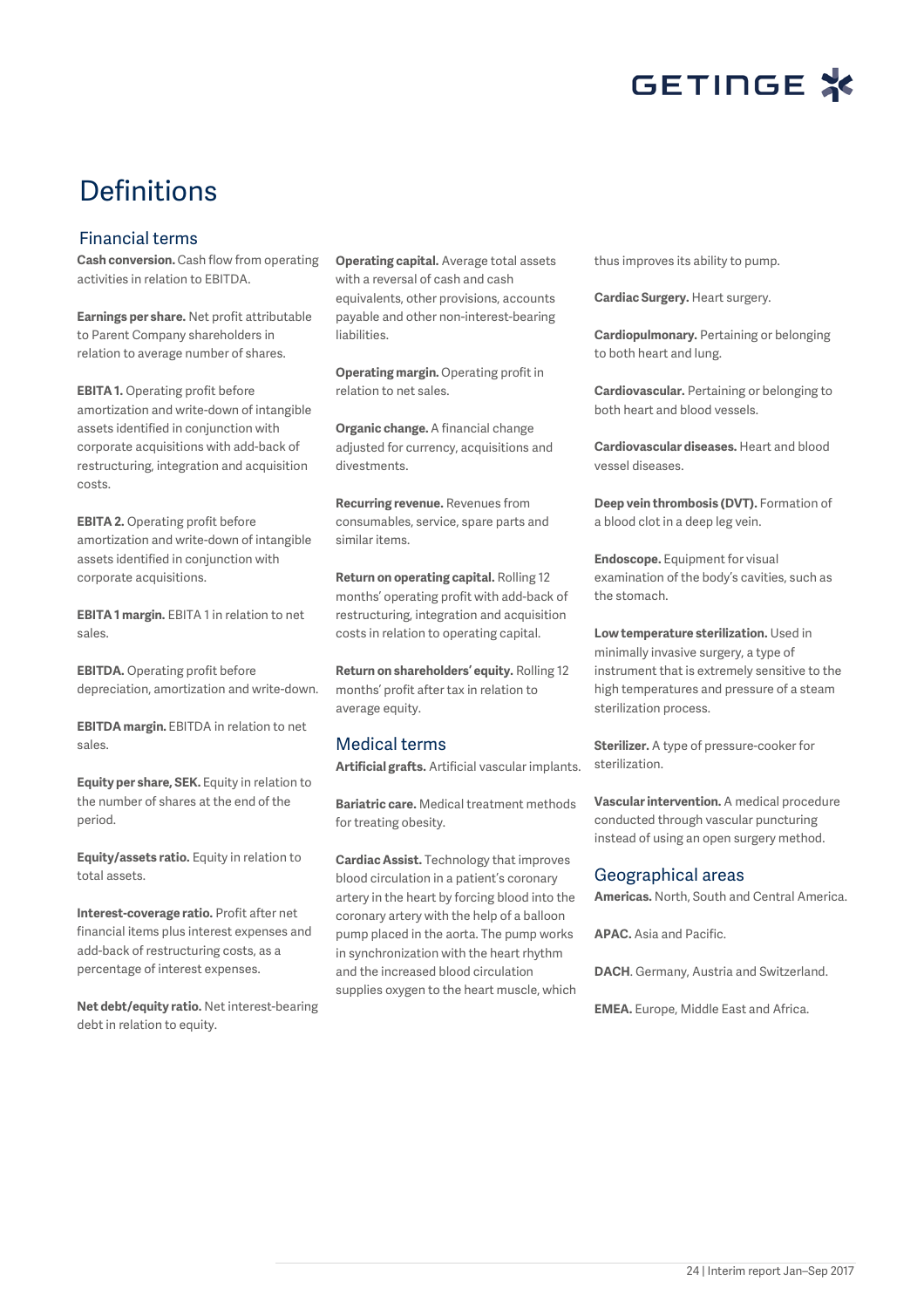# Definitions

## Financial terms

**Cash conversion.** Cash flow from operating activities in relation to EBITDA.

**Earnings per share.** Net profit attributable to Parent Company shareholders in relation to average number of shares.

**EBITA 1.** Operating profit before amortization and write-down of intangible assets identified in conjunction with corporate acquisitions with add-back of restructuring, integration and acquisition costs.

**EBITA 2.** Operating profit before amortization and write-down of intangible assets identified in conjunction with corporate acquisitions.

**EBITA 1 margin.** EBITA 1 in relation to net sales.

**EBITDA.** Operating profit before depreciation, amortization and write-down.

**EBITDA margin.** EBITDA in relation to net sales.

**Equity per share, SEK.** Equity in relation to the number of shares at the end of the period.

**Equity/assets ratio.** Equity in relation to total assets.

**Interest-coverage ratio.** Profit after net financial items plus interest expenses and add-back of restructuring costs, as a percentage of interest expenses.

**Net debt/equity ratio.** Net interest-bearing debt in relation to equity.

**Operating capital.** Average total assets with a reversal of cash and cash equivalents, other provisions, accounts payable and other non-interest-bearing liabilities.

**Operating margin.** Operating profit in relation to net sales.

**Organic change.** A financial change adjusted for currency, acquisitions and divestments.

**Recurring revenue.** Revenues from consumables, service, spare parts and similar items.

**Return on operating capital.** Rolling 12 months' operating profit with add-back of restructuring, integration and acquisition costs in relation to operating capital.

**Return on shareholders' equity.** Rolling 12 months' profit after tax in relation to average equity.

## Medical terms

**Artificial grafts.** Artificial vascular implants.

**Bariatric care.** Medical treatment methods for treating obesity.

**Cardiac Assist.** Technology that improves blood circulation in a patient's coronary artery in the heart by forcing blood into the coronary artery with the help of a balloon pump placed in the aorta. The pump works in synchronization with the heart rhythm and the increased blood circulation supplies oxygen to the heart muscle, which thus improves its ability to pump.

**Cardiac Surgery.** Heart surgery.

**Cardiopulmonary.** Pertaining or belonging to both heart and lung.

**Cardiovascular.** Pertaining or belonging to both heart and blood vessels.

**Cardiovascular diseases.** Heart and blood vessel diseases.

**Deep vein thrombosis (DVT).** Formation of a blood clot in a deep leg vein.

**Endoscope.** Equipment for visual examination of the body's cavities, such as the stomach.

**Low temperature sterilization.** Used in minimally invasive surgery, a type of instrument that is extremely sensitive to the high temperatures and pressure of a steam sterilization process.

**Sterilizer.** A type of pressure-cooker for sterilization.

**Vascular intervention.** A medical procedure conducted through vascular puncturing instead of using an open surgery method.

## Geographical areas

**Americas.** North, South and Central America.

**APAC.** Asia and Pacific.

**DACH**. Germany, Austria and Switzerland.

**EMEA.** Europe, Middle East and Africa.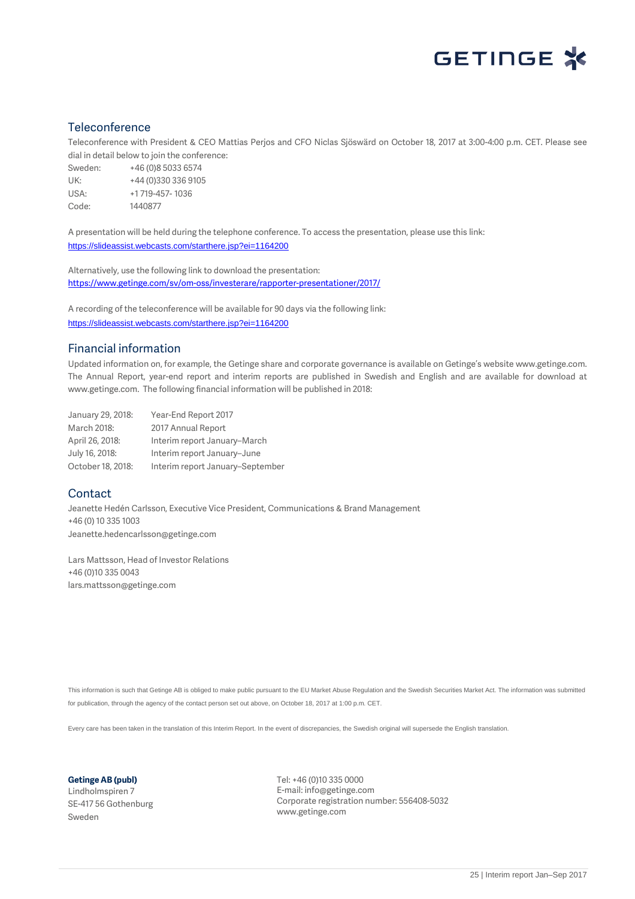## Teleconference

Teleconference with President & CEO Mattias Perjos and CFO Niclas Sjöswärd on October 18, 2017 at 3:00-4:00 p.m. CET. Please see dial in detail below to join the conference:

| | |
|---|---|
| Sweden: | +46 (0)8 5033 6574 |
| UK: | +44 (0)330 336 9105 |
| USA: | +1 719-457- 1036 |
| Code: | 1440877 |

A presentation will be held during the telephone conference. To access the presentation, please use this link:
https://slideassist.webcasts.com/starthere.jsp?ei=1164200

Alternatively, use the following link to download the presentation:
https://www.getinge.com/sv/om-oss/investerare/rapporter-presentationer/2017/

A recording of the teleconference will be available for 90 days via the following link:
https://slideassist.webcasts.com/starthere.jsp?ei=1164200

## Financial information

Updated information on, for example, the Getinge share and corporate governance is available on Getinge's website www.getinge.com. The Annual Report, year-end report and interim reports are published in Swedish and English and are available for download at www.getinge.com. The following financial information will be published in 2018:

| | |
|---|---|
| January 29, 2018: | Year-End Report 2017 |
| March 2018: | 2017 Annual Report |
| April 26, 2018: | Interim report January–March |
| July 16, 2018: | Interim report January–June |
| October 18, 2018: | Interim report January–September |

## Contact

Jeanette Hedén Carlsson, Executive Vice President, Communications & Brand Management
+46 (0) 10 335 1003
Jeanette.hedencarlsson@getinge.com

Lars Mattsson, Head of Investor Relations
+46 (0)10 335 0043
lars.mattsson@getinge.com

This information is such that Getinge AB is obliged to make public pursuant to the EU Market Abuse Regulation and the Swedish Securities Market Act. The information was submitted for publication, through the agency of the contact person set out above, on October 18, 2017 at 1:00 p.m. CET.

Every care has been taken in the translation of this Interim Report. In the event of discrepancies, the Swedish original will supersede the English translation.

**Getinge AB (publ)**
Lindholmspiren 7
SE-417 56 Gothenburg
Sweden

Tel: +46 (0)10 335 0000
E-mail: info@getinge.com
Corporate registration number: 556408-5032
www.getinge.com